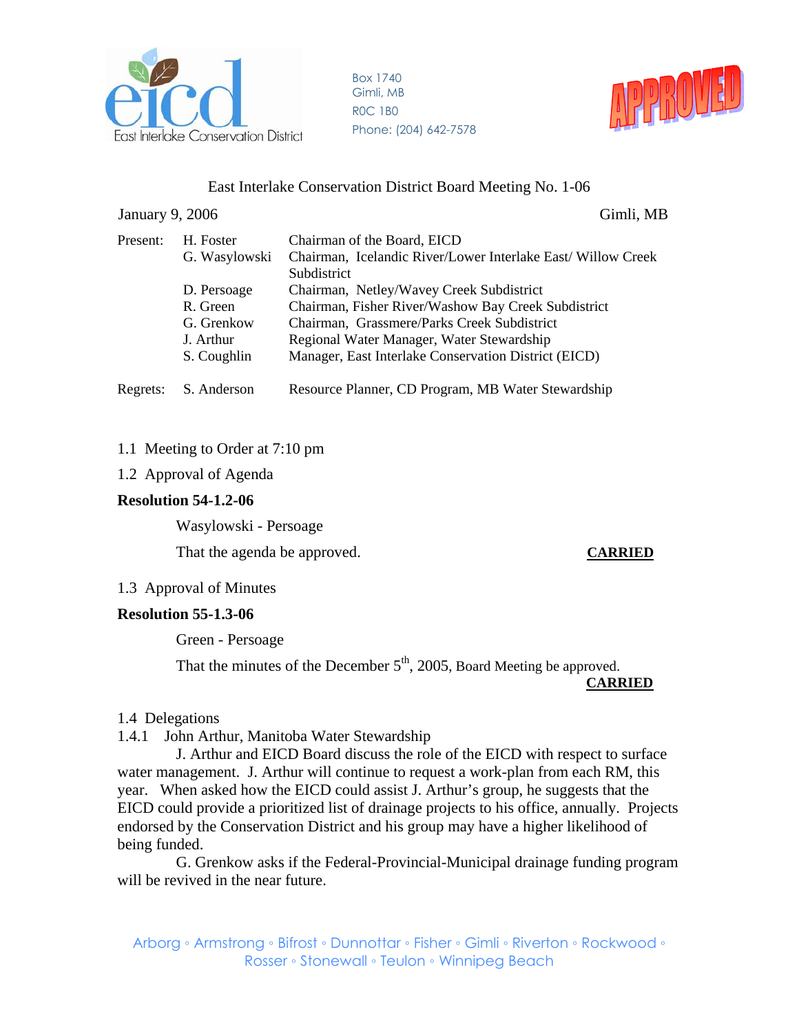East Interlake Conservation District

Box 1740
Gimli, MB
R0C 1B0
Phone: (204) 642-7578

APPROVED

# East Interlake Conservation District Board Meeting No. 1-06

January 9, 2006 Gimli, MB

| | | |
|---|---|---|
| Present: | H. Foster | Chairman of the Board, EICD |
| | G. Wasylowski | Chairman, Icelandic River/Lower Interlake East/ Willow Creek Subdistrict |
| | D. Persoage | Chairman, Netley/Wavey Creek Subdistrict |
| | R. Green | Chairman, Fisher River/Washow Bay Creek Subdistrict |
| | G. Grenkow | Chairman, Grassmere/Parks Creek Subdistrict |
| | J. Arthur | Regional Water Manager, Water Stewardship |
| | S. Coughlin | Manager, East Interlake Conservation District (EICD) |
| Regrets: | S. Anderson | Resource Planner, CD Program, MB Water Stewardship |

1.1 Meeting to Order at 7:10 pm

1.2 Approval of Agenda

**Resolution 54-1.2-06**

Wasylowski - Persoage

That the agenda be approved. **CARRIED**

1.3 Approval of Minutes

**Resolution 55-1.3-06**

Green - Persoage

That the minutes of the December 5th, 2005, Board Meeting be approved. **CARRIED**

1.4 Delegations

1.4.1 John Arthur, Manitoba Water Stewardship

J. Arthur and EICD Board discuss the role of the EICD with respect to surface water management. J. Arthur will continue to request a work-plan from each RM, this year. When asked how the EICD could assist J. Arthur's group, he suggests that the EICD could provide a prioritized list of drainage projects to his office, annually. Projects endorsed by the Conservation District and his group may have a higher likelihood of being funded.

G. Grenkow asks if the Federal-Provincial-Municipal drainage funding program will be revived in the near future.

Arborg ◦ Armstrong ◦ Bifrost ◦ Dunnottar ◦ Fisher ◦ Gimli ◦ Riverton ◦ Rockwood ◦ Rosser ◦ Stonewall ◦ Teulon ◦ Winnipeg Beach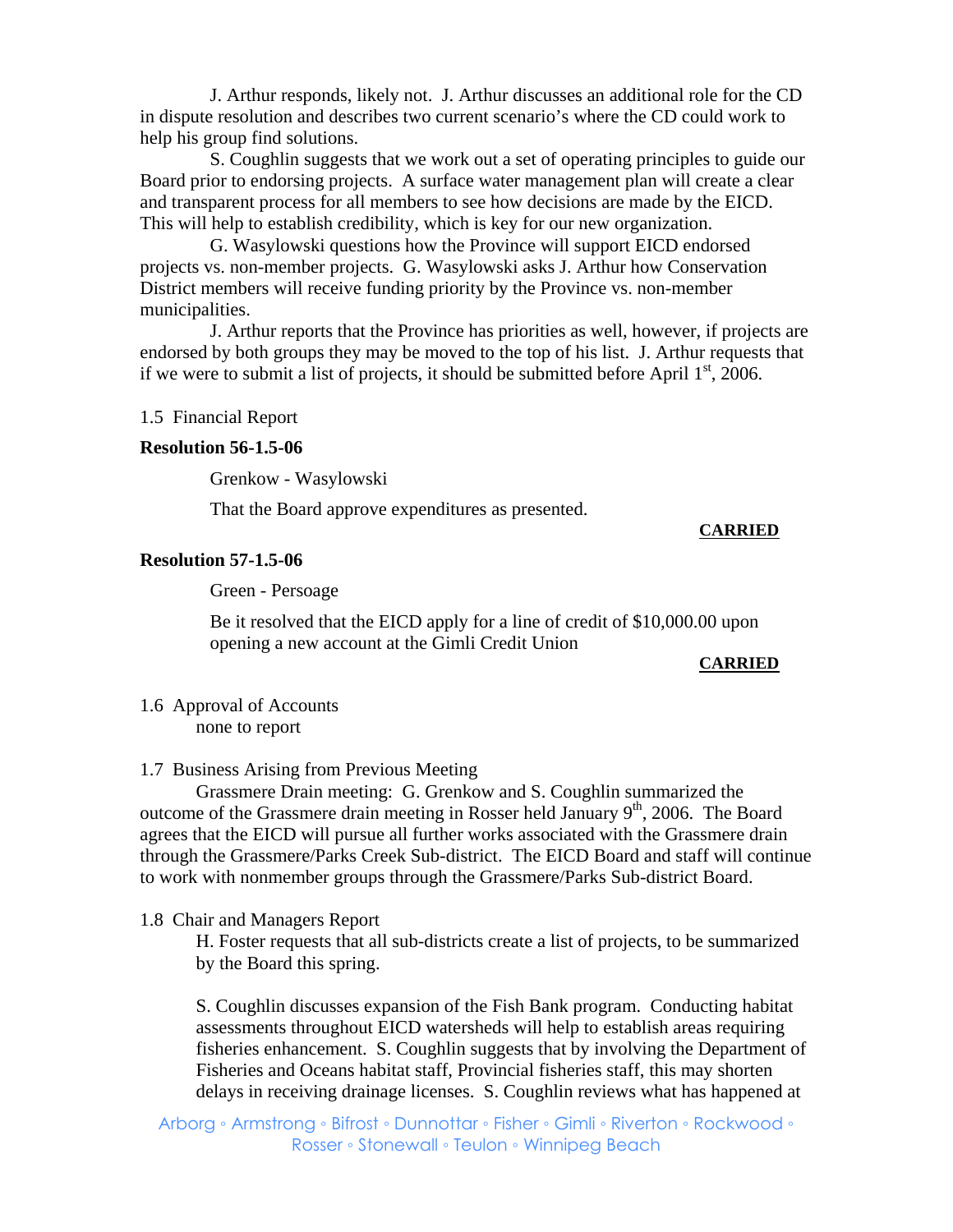J. Arthur responds, likely not. J. Arthur discusses an additional role for the CD in dispute resolution and describes two current scenario's where the CD could work to help his group find solutions.

S. Coughlin suggests that we work out a set of operating principles to guide our Board prior to endorsing projects. A surface water management plan will create a clear and transparent process for all members to see how decisions are made by the EICD. This will help to establish credibility, which is key for our new organization.

G. Wasylowski questions how the Province will support EICD endorsed projects vs. non-member projects. G. Wasylowski asks J. Arthur how Conservation District members will receive funding priority by the Province vs. non-member municipalities.

J. Arthur reports that the Province has priorities as well, however, if projects are endorsed by both groups they may be moved to the top of his list. J. Arthur requests that if we were to submit a list of projects, it should be submitted before April 1st, 2006.

1.5 Financial Report

**Resolution 56-1.5-06**

Grenkow - Wasylowski

That the Board approve expenditures as presented.

**CARRIED**

**Resolution 57-1.5-06**

Green - Persoage

Be it resolved that the EICD apply for a line of credit of $10,000.00 upon opening a new account at the Gimli Credit Union

**CARRIED**

1.6 Approval of Accounts
none to report

1.7 Business Arising from Previous Meeting

Grassmere Drain meeting: G. Grenkow and S. Coughlin summarized the outcome of the Grassmere drain meeting in Rosser held January 9th, 2006. The Board agrees that the EICD will pursue all further works associated with the Grassmere drain through the Grassmere/Parks Creek Sub-district. The EICD Board and staff will continue to work with nonmember groups through the Grassmere/Parks Sub-district Board.

1.8 Chair and Managers Report

H. Foster requests that all sub-districts create a list of projects, to be summarized by the Board this spring.

S. Coughlin discusses expansion of the Fish Bank program. Conducting habitat assessments throughout EICD watersheds will help to establish areas requiring fisheries enhancement. S. Coughlin suggests that by involving the Department of Fisheries and Oceans habitat staff, Provincial fisheries staff, this may shorten delays in receiving drainage licenses. S. Coughlin reviews what has happened at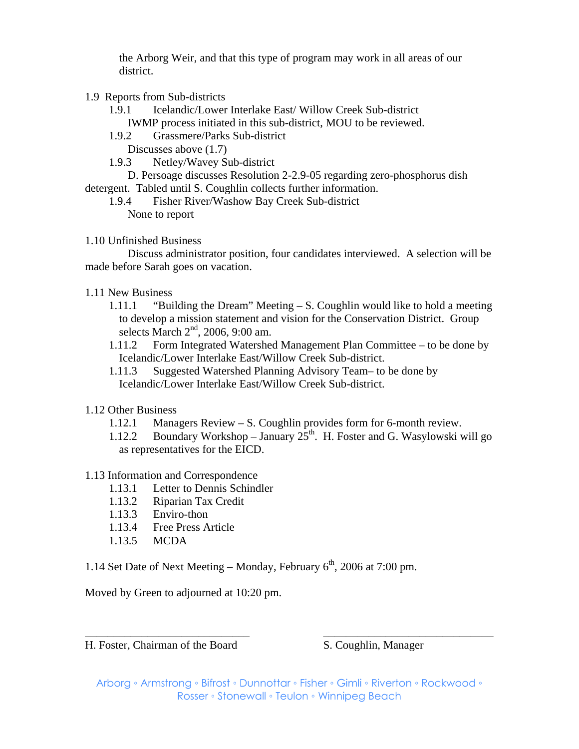the Arborg Weir, and that this type of program may work in all areas of our district.

1.9 Reports from Sub-districts

1.9.1 Icelandic/Lower Interlake East/ Willow Creek Sub-district
IWMP process initiated in this sub-district, MOU to be reviewed.

1.9.2 Grassmere/Parks Sub-district
Discusses above (1.7)

1.9.3 Netley/Wavey Sub-district
D. Persoage discusses Resolution 2-2.9-05 regarding zero-phosphorus dish detergent. Tabled until S. Coughlin collects further information.

1.9.4 Fisher River/Washow Bay Creek Sub-district
None to report

1.10 Unfinished Business

Discuss administrator position, four candidates interviewed. A selection will be made before Sarah goes on vacation.

1.11 New Business

1.11.1 "Building the Dream" Meeting – S. Coughlin would like to hold a meeting to develop a mission statement and vision for the Conservation District. Group selects March 2nd, 2006, 9:00 am.

1.11.2 Form Integrated Watershed Management Plan Committee – to be done by Icelandic/Lower Interlake East/Willow Creek Sub-district.

1.11.3 Suggested Watershed Planning Advisory Team– to be done by Icelandic/Lower Interlake East/Willow Creek Sub-district.

1.12 Other Business

1.12.1 Managers Review – S. Coughlin provides form for 6-month review.

1.12.2 Boundary Workshop – January 25th. H. Foster and G. Wasylowski will go as representatives for the EICD.

1.13 Information and Correspondence

1.13.1 Letter to Dennis Schindler
1.13.2 Riparian Tax Credit
1.13.3 Enviro-thon
1.13.4 Free Press Article
1.13.5 MCDA

1.14 Set Date of Next Meeting – Monday, February 6th, 2006 at 7:00 pm.

Moved by Green to adjourned at 10:20 pm.

\_\_\_\_\_\_\_\_\_\_\_\_\_\_\_\_\_\_\_\_\_\_\_\_\_\_\_\_\_\_ H. Foster, Chairman of the Board

\_\_\_\_\_\_\_\_\_\_\_\_\_\_\_\_\_\_\_\_\_\_\_\_\_\_\_\_\_\_ S. Coughlin, Manager

Arborg ◦ Armstrong ◦ Bifrost ◦ Dunnottar ◦ Fisher ◦ Gimli ◦ Riverton ◦ Rockwood ◦ Rosser ◦ Stonewall ◦ Teulon ◦ Winnipeg Beach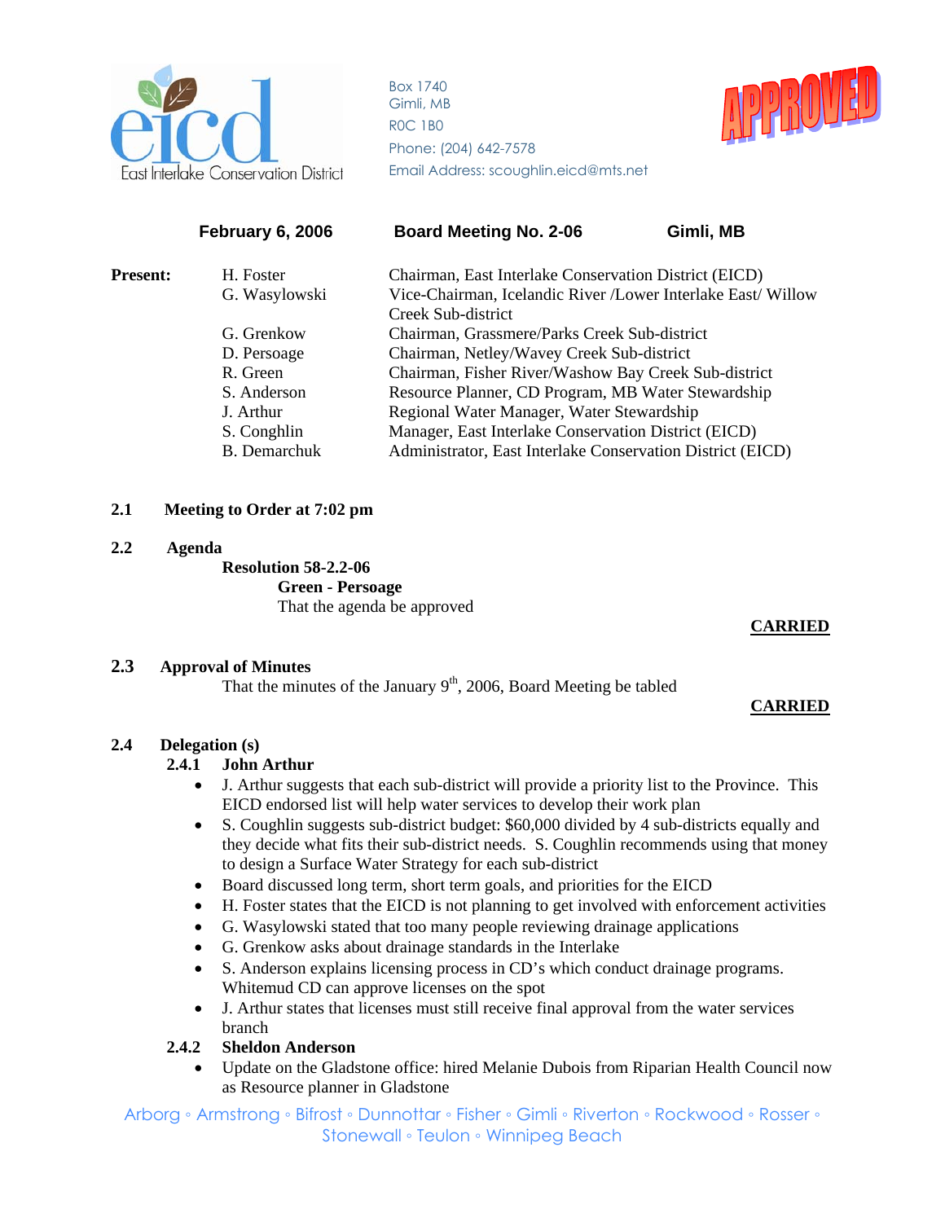East Interlake Conservation District

Box 1740
Gimli, MB
R0C 1B0
Phone: (204) 642-7578
Email Address: scoughlin.eicd@mts.net

APPROVED

**February 6, 2006** **Board Meeting No. 2-06** **Gimli, MB**

| **Present:** | | |
|---|---|---|
| | H. Foster | Chairman, East Interlake Conservation District (EICD) |
| | G. Wasylowski | Vice-Chairman, Icelandic River /Lower Interlake East/ Willow Creek Sub-district |
| | G. Grenkow | Chairman, Grassmere/Parks Creek Sub-district |
| | D. Persoage | Chairman, Netley/Wavey Creek Sub-district |
| | R. Green | Chairman, Fisher River/Washow Bay Creek Sub-district |
| | S. Anderson | Resource Planner, CD Program, MB Water Stewardship |
| | J. Arthur | Regional Water Manager, Water Stewardship |
| | S. Conghlin | Manager, East Interlake Conservation District (EICD) |
| | B. Demarchuk | Administrator, East Interlake Conservation District (EICD) |

**2.1 Meeting to Order at 7:02 pm**

**2.2 Agenda**

**Resolution 58-2.2-06**
**Green - Persoage**
That the agenda be approved

**CARRIED**

**2.3 Approval of Minutes**

That the minutes of the January 9th, 2006, Board Meeting be tabled

**CARRIED**

**2.4 Delegation (s)**

**2.4.1 John Arthur**

- J. Arthur suggests that each sub-district will provide a priority list to the Province. This EICD endorsed list will help water services to develop their work plan
- S. Coughlin suggests sub-district budget: $60,000 divided by 4 sub-districts equally and they decide what fits their sub-district needs. S. Coughlin recommends using that money to design a Surface Water Strategy for each sub-district
- Board discussed long term, short term goals, and priorities for the EICD
- H. Foster states that the EICD is not planning to get involved with enforcement activities
- G. Wasylowski stated that too many people reviewing drainage applications
- G. Grenkow asks about drainage standards in the Interlake
- S. Anderson explains licensing process in CD's which conduct drainage programs. Whitemud CD can approve licenses on the spot
- J. Arthur states that licenses must still receive final approval from the water services branch

**2.4.2 Sheldon Anderson**

- Update on the Gladstone office: hired Melanie Dubois from Riparian Health Council now as Resource planner in Gladstone

Arborg ◦ Armstrong ◦ Bifrost ◦ Dunnottar ◦ Fisher ◦ Gimli ◦ Riverton ◦ Rockwood ◦ Rosser ◦ Stonewall ◦ Teulon ◦ Winnipeg Beach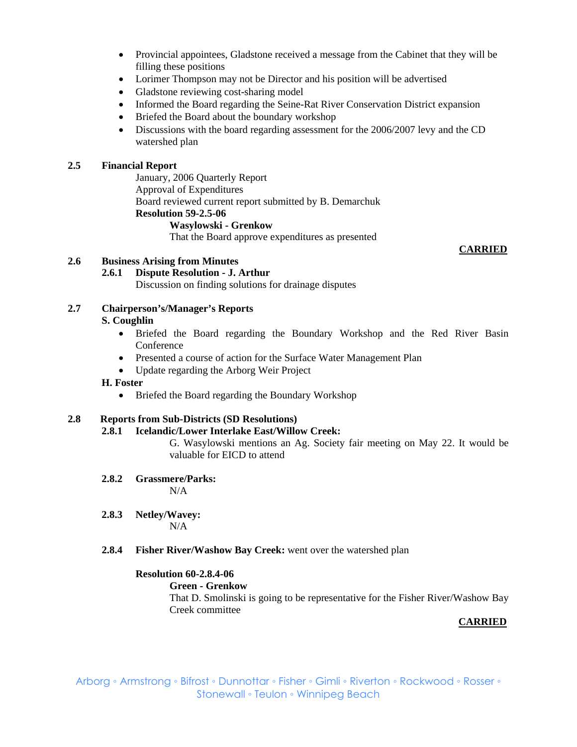- Provincial appointees, Gladstone received a message from the Cabinet that they will be filling these positions
- Lorimer Thompson may not be Director and his position will be advertised
- Gladstone reviewing cost-sharing model
- Informed the Board regarding the Seine-Rat River Conservation District expansion
- Briefed the Board about the boundary workshop
- Discussions with the board regarding assessment for the 2006/2007 levy and the CD watershed plan

**2.5 Financial Report**

January, 2006 Quarterly Report
Approval of Expenditures
Board reviewed current report submitted by B. Demarchuk

**Resolution 59-2.5-06**

**Wasylowski - Grenkow**

That the Board approve expenditures as presented

**CARRIED**

**2.6 Business Arising from Minutes**

**2.6.1 Dispute Resolution - J. Arthur**

Discussion on finding solutions for drainage disputes

**2.7 Chairperson's/Manager's Reports**

**S. Coughlin**

- Briefed the Board regarding the Boundary Workshop and the Red River Basin Conference
- Presented a course of action for the Surface Water Management Plan
- Update regarding the Arborg Weir Project

**H. Foster**

- Briefed the Board regarding the Boundary Workshop

**2.8 Reports from Sub-Districts (SD Resolutions)**

**2.8.1 Icelandic/Lower Interlake East/Willow Creek:**

G. Wasylowski mentions an Ag. Society fair meeting on May 22. It would be valuable for EICD to attend

**2.8.2 Grassmere/Parks:**

N/A

**2.8.3 Netley/Wavey:**

N/A

**2.8.4 Fisher River/Washow Bay Creek:** went over the watershed plan

**Resolution 60-2.8.4-06**

**Green - Grenkow**

That D. Smolinski is going to be representative for the Fisher River/Washow Bay Creek committee

**CARRIED**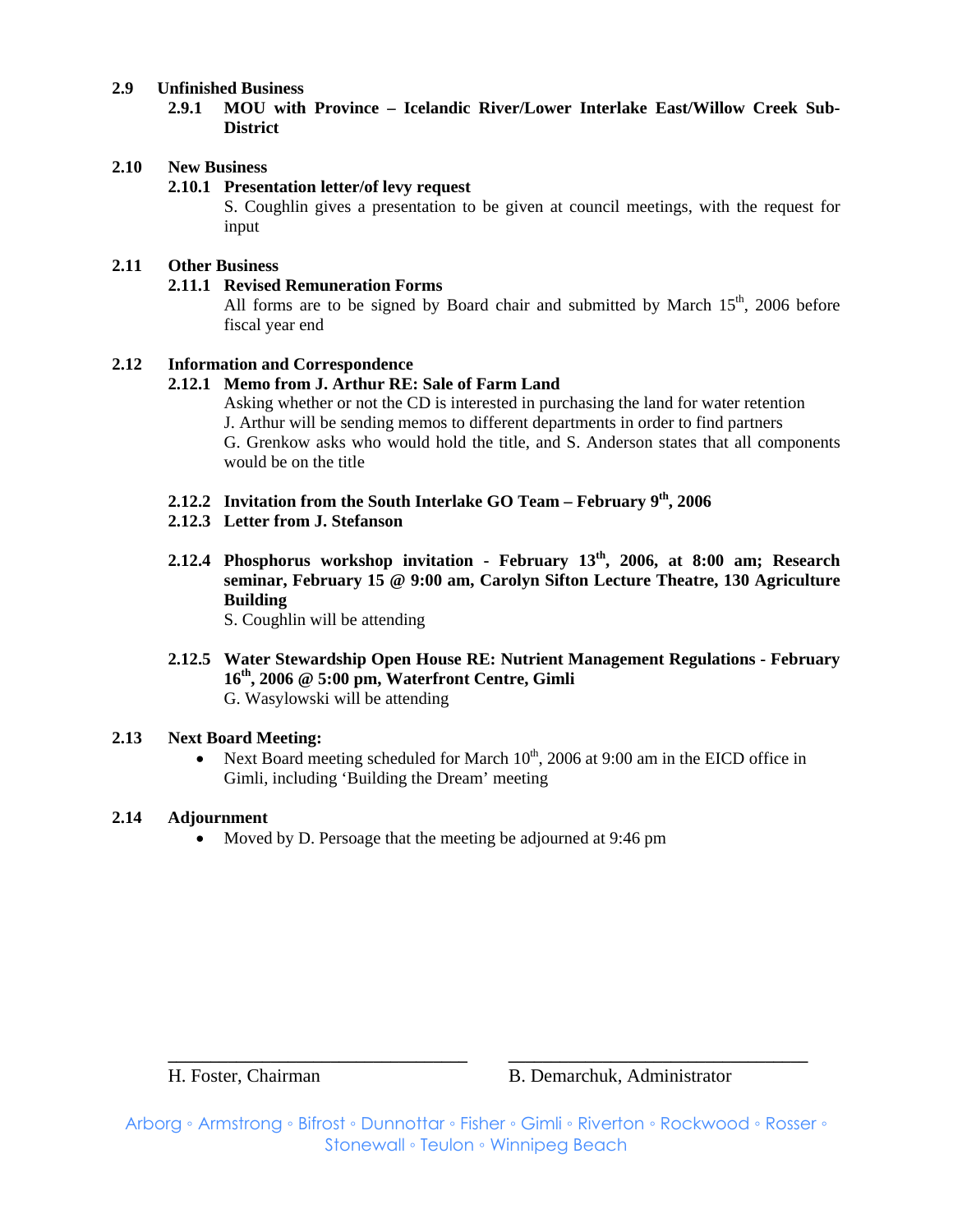**2.9 Unfinished Business**

**2.9.1 MOU with Province – Icelandic River/Lower Interlake East/Willow Creek Sub-District**

**2.10 New Business**

**2.10.1 Presentation letter/of levy request**

S. Coughlin gives a presentation to be given at council meetings, with the request for input

**2.11 Other Business**

**2.11.1 Revised Remuneration Forms**

All forms are to be signed by Board chair and submitted by March 15th, 2006 before fiscal year end

**2.12 Information and Correspondence**

**2.12.1 Memo from J. Arthur RE: Sale of Farm Land**

Asking whether or not the CD is interested in purchasing the land for water retention

J. Arthur will be sending memos to different departments in order to find partners

G. Grenkow asks who would hold the title, and S. Anderson states that all components would be on the title

**2.12.2 Invitation from the South Interlake GO Team – February 9th, 2006**

**2.12.3 Letter from J. Stefanson**

**2.12.4 Phosphorus workshop invitation - February 13th, 2006, at 8:00 am; Research seminar, February 15 @ 9:00 am, Carolyn Sifton Lecture Theatre, 130 Agriculture Building**

S. Coughlin will be attending

**2.12.5 Water Stewardship Open House RE: Nutrient Management Regulations - February 16th, 2006 @ 5:00 pm, Waterfront Centre, Gimli**

G. Wasylowski will be attending

**2.13 Next Board Meeting:**

- Next Board meeting scheduled for March 10th, 2006 at 9:00 am in the EICD office in Gimli, including 'Building the Dream' meeting

**2.14 Adjournment**

- Moved by D. Persoage that the meeting be adjourned at 9:46 pm

\_\_\_\_\_\_\_\_\_\_\_\_\_\_\_\_\_\_\_\_\_\_\_\_\_\_\_\_\_\_ \_\_\_\_\_\_\_\_\_\_\_\_\_\_\_\_\_\_\_\_\_\_\_\_\_\_\_\_\_\_

H. Foster, Chairman B. Demarchuk, Administrator

Arborg ◦ Armstrong ◦ Bifrost ◦ Dunnottar ◦ Fisher ◦ Gimli ◦ Riverton ◦ Rockwood ◦ Rosser ◦ Stonewall ◦ Teulon ◦ Winnipeg Beach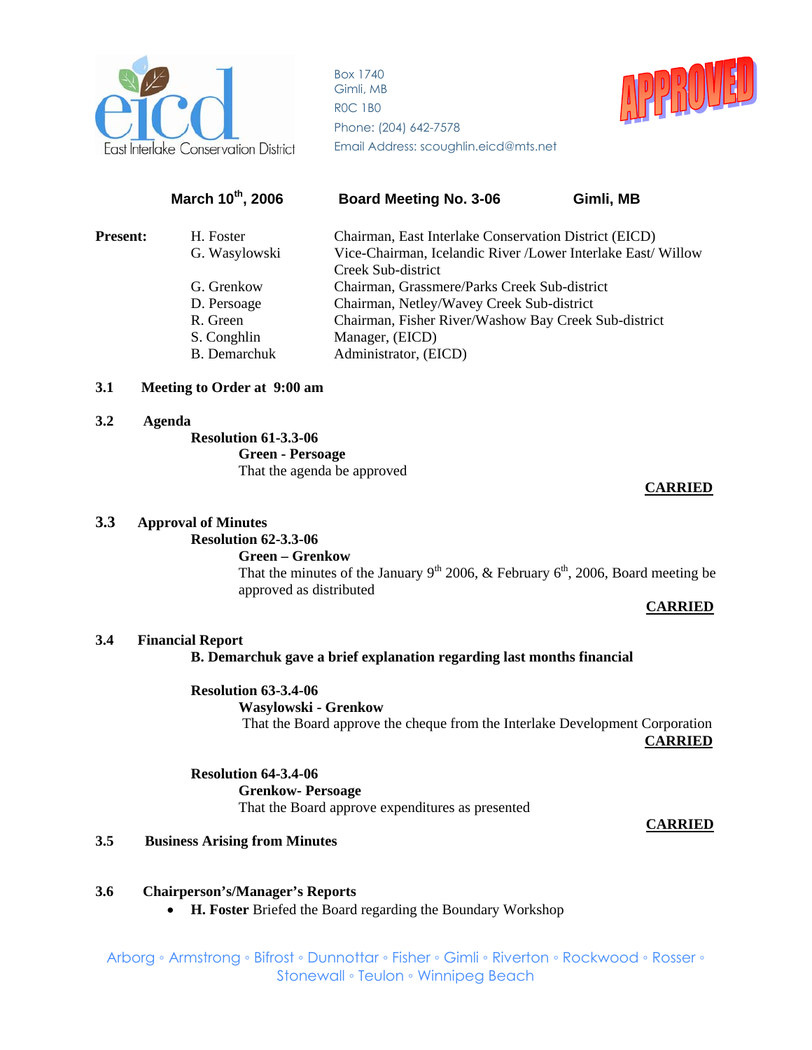East Interlake Conservation District

Box 1740
Gimli, MB
R0C 1B0
Phone: (204) 642-7578
Email Address: scoughlin.eicd@mts.net

APPROVED

**March 10th, 2006** **Board Meeting No. 3-06** **Gimli, MB**

| **Present:** | H. Foster | Chairman, East Interlake Conservation District (EICD) |
|---|---|---|
| | G. Wasylowski | Vice-Chairman, Icelandic River /Lower Interlake East/ Willow Creek Sub-district |
| | G. Grenkow | Chairman, Grassmere/Parks Creek Sub-district |
| | D. Persoage | Chairman, Netley/Wavey Creek Sub-district |
| | R. Green | Chairman, Fisher River/Washow Bay Creek Sub-district |
| | S. Conghlin | Manager, (EICD) |
| | B. Demarchuk | Administrator, (EICD) |

**3.1 Meeting to Order at 9:00 am**

**3.2 Agenda**

**Resolution 61-3.3-06**
**Green - Persoage**
That the agenda be approved

**CARRIED**

**3.3 Approval of Minutes**

**Resolution 62-3.3-06**
**Green – Grenkow**
That the minutes of the January 9th 2006, & February 6th, 2006, Board meeting be approved as distributed

**CARRIED**

**3.4 Financial Report**

**B. Demarchuk gave a brief explanation regarding last months financial**

**Resolution 63-3.4-06**
**Wasylowski - Grenkow**
That the Board approve the cheque from the Interlake Development Corporation

**CARRIED**

**Resolution 64-3.4-06**
**Grenkow- Persoage**
That the Board approve expenditures as presented

**CARRIED**

**3.5 Business Arising from Minutes**

**3.6 Chairperson's/Manager's Reports**

- **H. Foster** Briefed the Board regarding the Boundary Workshop

Arborg ◦ Armstrong ◦ Bifrost ◦ Dunnottar ◦ Fisher ◦ Gimli ◦ Riverton ◦ Rockwood ◦ Rosser ◦ Stonewall ◦ Teulon ◦ Winnipeg Beach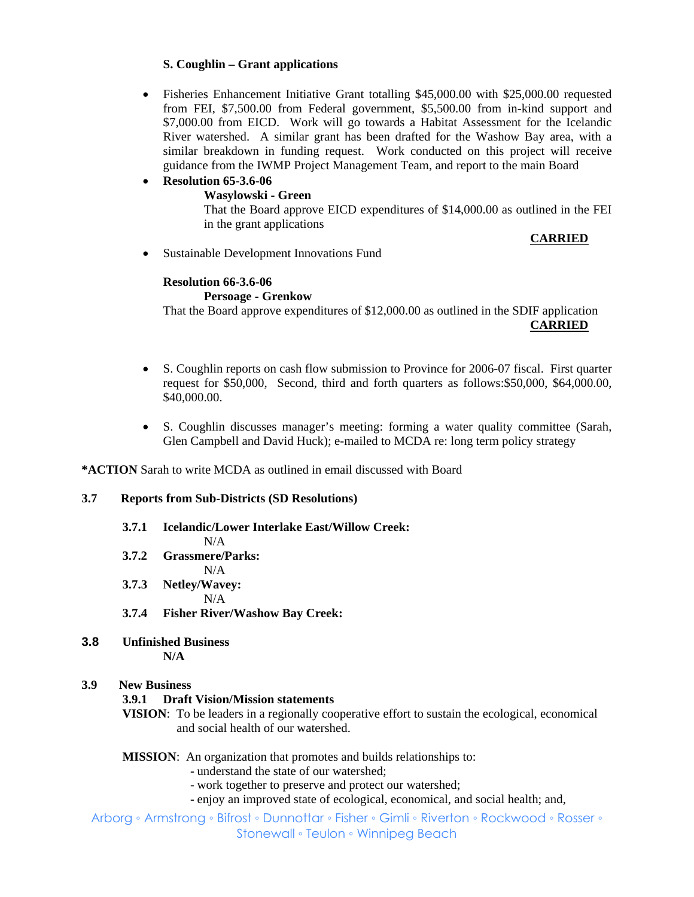**S. Coughlin – Grant applications**

- Fisheries Enhancement Initiative Grant totalling $45,000.00 with $25,000.00 requested from FEI, $7,500.00 from Federal government, $5,500.00 from in-kind support and $7,000.00 from EICD. Work will go towards a Habitat Assessment for the Icelandic River watershed. A similar grant has been drafted for the Washow Bay area, with a similar breakdown in funding request. Work conducted on this project will receive guidance from the IWMP Project Management Team, and report to the main Board
- **Resolution 65-3.6-06**

  **Wasylowski - Green**

  That the Board approve EICD expenditures of $14,000.00 as outlined in the FEI in the grant applications

  **CARRIED**

- Sustainable Development Innovations Fund

  **Resolution 66-3.6-06**

  **Persoage - Grenkow**

  That the Board approve expenditures of $12,000.00 as outlined in the SDIF application

  **CARRIED**

- S. Coughlin reports on cash flow submission to Province for 2006-07 fiscal. First quarter request for $50,000, Second, third and forth quarters as follows:$50,000, $64,000.00, $40,000.00.
- S. Coughlin discusses manager's meeting: forming a water quality committee (Sarah, Glen Campbell and David Huck); e-mailed to MCDA re: long term policy strategy

***ACTION** Sarah to write MCDA as outlined in email discussed with Board

**3.7 Reports from Sub-Districts (SD Resolutions)**

**3.7.1 Icelandic/Lower Interlake East/Willow Creek:**
N/A

**3.7.2 Grassmere/Parks:**
N/A

**3.7.3 Netley/Wavey:**
N/A

**3.7.4 Fisher River/Washow Bay Creek:**

**3.8 Unfinished Business**
**N/A**

**3.9 New Business**

**3.9.1 Draft Vision/Mission statements**

**VISION**: To be leaders in a regionally cooperative effort to sustain the ecological, economical and social health of our watershed.

**MISSION**: An organization that promotes and builds relationships to:
- understand the state of our watershed;
- work together to preserve and protect our watershed;
- enjoy an improved state of ecological, economical, and social health; and,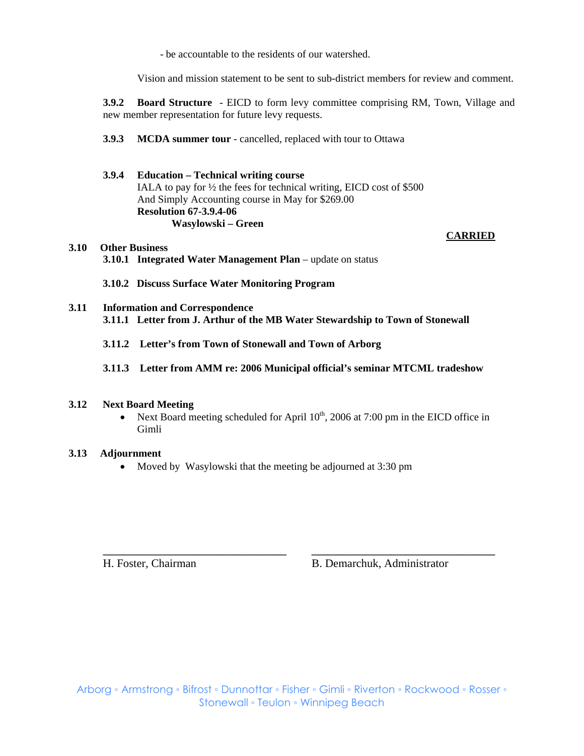- be accountable to the residents of our watershed.

Vision and mission statement to be sent to sub-district members for review and comment.

**3.9.2 Board Structure** - EICD to form levy committee comprising RM, Town, Village and new member representation for future levy requests.

**3.9.3 MCDA summer tour** - cancelled, replaced with tour to Ottawa

**3.9.4 Education – Technical writing course**
IALA to pay for ½ the fees for technical writing, EICD cost of $500
And Simply Accounting course in May for $269.00
**Resolution 67-3.9.4-06**
**Wasylowski – Green**

**CARRIED**

**3.10 Other Business**

**3.10.1 Integrated Water Management Plan** – update on status

**3.10.2 Discuss Surface Water Monitoring Program**

**3.11 Information and Correspondence**

**3.11.1 Letter from J. Arthur of the MB Water Stewardship to Town of Stonewall**

**3.11.2 Letter's from Town of Stonewall and Town of Arborg**

**3.11.3 Letter from AMM re: 2006 Municipal official's seminar MTCML tradeshow**

**3.12 Next Board Meeting**

- Next Board meeting scheduled for April 10th, 2006 at 7:00 pm in the EICD office in Gimli

**3.13 Adjournment**

- Moved by Wasylowski that the meeting be adjourned at 3:30 pm

\_\_\_\_\_\_\_\_\_\_\_\_\_\_\_\_\_\_\_\_\_\_\_\_\_\_\_\_\_\_ \_\_\_\_\_\_\_\_\_\_\_\_\_\_\_\_\_\_\_\_\_\_\_\_\_\_\_\_\_\_

H. Foster, Chairman B. Demarchuk, Administrator

Arborg ◦ Armstrong ◦ Bifrost ◦ Dunnottar ◦ Fisher ◦ Gimli ◦ Riverton ◦ Rockwood ◦ Rosser ◦ Stonewall ◦ Teulon ◦ Winnipeg Beach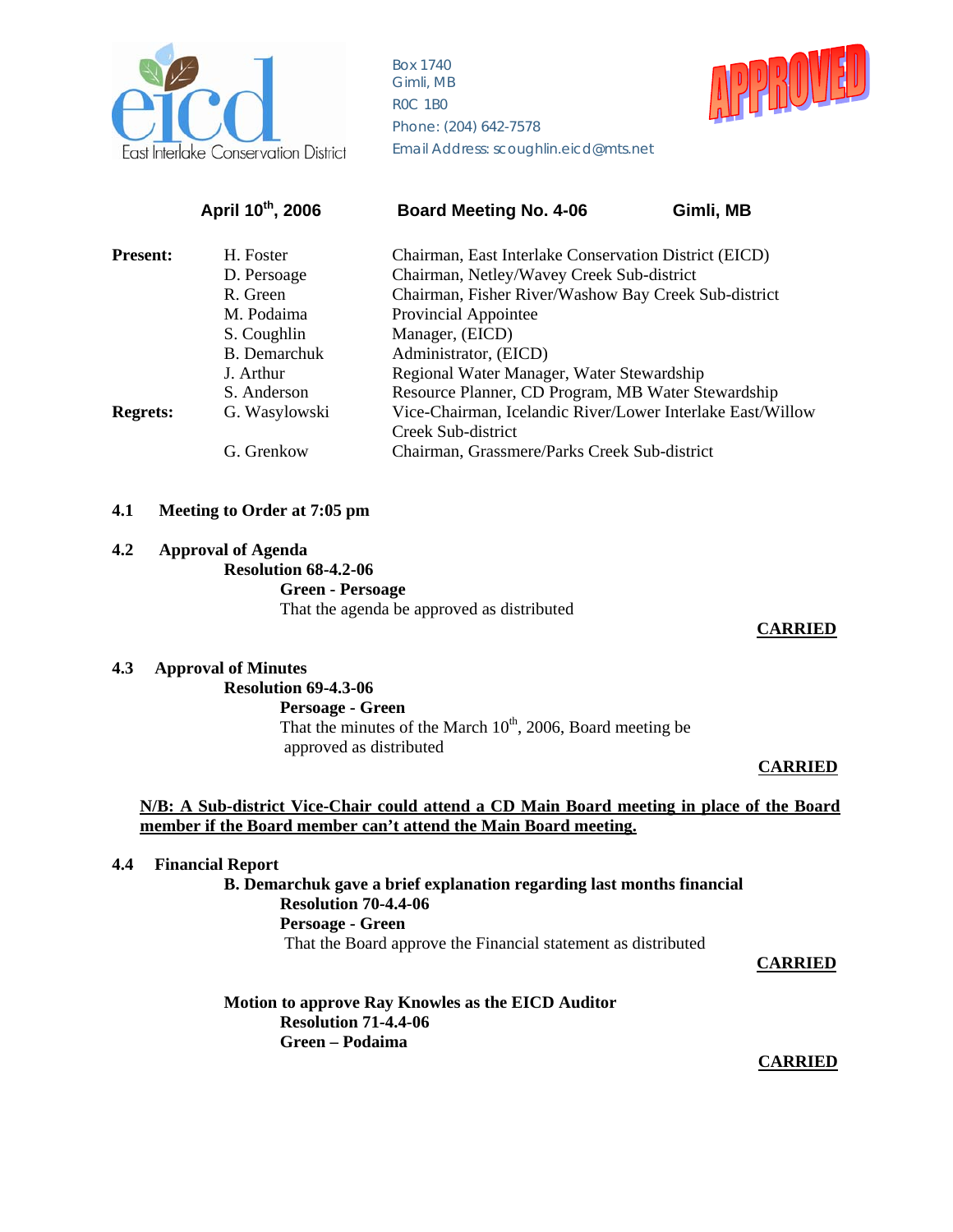East Interlake Conservation District

Box 1740
Gimli, MB
R0C 1B0
Phone: (204) 642-7578
Email Address: scoughlin.eicd@mts.net

APPROVED

**April 10th, 2006 Board Meeting No. 4-06 Gimli, MB**

| | | |
|---|---|---|
| **Present:** | H. Foster | Chairman, East Interlake Conservation District (EICD) |
| | D. Persoage | Chairman, Netley/Wavey Creek Sub-district |
| | R. Green | Chairman, Fisher River/Washow Bay Creek Sub-district |
| | M. Podaima | Provincial Appointee |
| | S. Coughlin | Manager, (EICD) |
| | B. Demarchuk | Administrator, (EICD) |
| | J. Arthur | Regional Water Manager, Water Stewardship |
| | S. Anderson | Resource Planner, CD Program, MB Water Stewardship |
| **Regrets:** | G. Wasylowski | Vice-Chairman, Icelandic River/Lower Interlake East/Willow Creek Sub-district |
| | G. Grenkow | Chairman, Grassmere/Parks Creek Sub-district |

**4.1 Meeting to Order at 7:05 pm**

**4.2 Approval of Agenda**

**Resolution 68-4.2-06**

**Green - Persoage**

That the agenda be approved as distributed

**CARRIED**

**4.3 Approval of Minutes**

**Resolution 69-4.3-06**

**Persoage - Green**

That the minutes of the March 10th, 2006, Board meeting be approved as distributed

**CARRIED**

**N/B: A Sub-district Vice-Chair could attend a CD Main Board meeting in place of the Board member if the Board member can't attend the Main Board meeting.**

**4.4 Financial Report**

**B. Demarchuk gave a brief explanation regarding last months financial**

**Resolution 70-4.4-06**

**Persoage - Green**

That the Board approve the Financial statement as distributed

**CARRIED**

**Motion to approve Ray Knowles as the EICD Auditor**

**Resolution 71-4.4-06**

**Green – Podaima**

**CARRIED**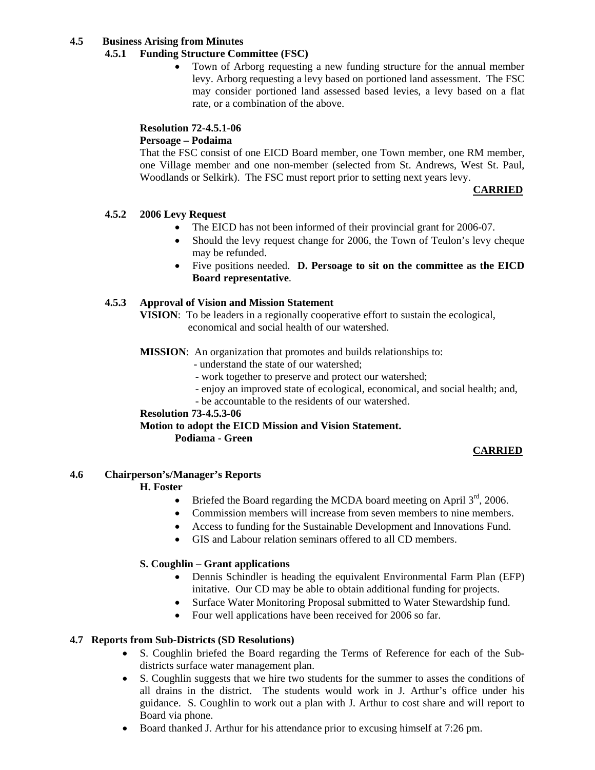### 4.5 Business Arising from Minutes

#### 4.5.1 Funding Structure Committee (FSC)

- Town of Arborg requesting a new funding structure for the annual member levy. Arborg requesting a levy based on portioned land assessment. The FSC may consider portioned land assessed based levies, a levy based on a flat rate, or a combination of the above.

**Resolution 72-4.5.1-06**
**Persoage – Podaima**
That the FSC consist of one EICD Board member, one Town member, one RM member, one Village member and one non-member (selected from St. Andrews, West St. Paul, Woodlands or Selkirk). The FSC must report prior to setting next years levy.

**CARRIED**

#### 4.5.2 2006 Levy Request

- The EICD has not been informed of their provincial grant for 2006-07.
- Should the levy request change for 2006, the Town of Teulon's levy cheque may be refunded.
- Five positions needed. **D. Persoage to sit on the committee as the EICD Board representative**.

#### 4.5.3 Approval of Vision and Mission Statement

**VISION**: To be leaders in a regionally cooperative effort to sustain the ecological, economical and social health of our watershed.

**MISSION**: An organization that promotes and builds relationships to:
- understand the state of our watershed;
- work together to preserve and protect our watershed;
- enjoy an improved state of ecological, economical, and social health; and,
- be accountable to the residents of our watershed.

**Resolution 73-4.5.3-06**
**Motion to adopt the EICD Mission and Vision Statement.**
**Podiama - Green**

**CARRIED**

### 4.6 Chairperson's/Manager's Reports

**H. Foster**

- Briefed the Board regarding the MCDA board meeting on April 3rd, 2006.
- Commission members will increase from seven members to nine members.
- Access to funding for the Sustainable Development and Innovations Fund.
- GIS and Labour relation seminars offered to all CD members.

**S. Coughlin – Grant applications**

- Dennis Schindler is heading the equivalent Environmental Farm Plan (EFP) initative. Our CD may be able to obtain additional funding for projects.
- Surface Water Monitoring Proposal submitted to Water Stewardship fund.
- Four well applications have been received for 2006 so far.

### 4.7 Reports from Sub-Districts (SD Resolutions)

- S. Coughlin briefed the Board regarding the Terms of Reference for each of the Sub-districts surface water management plan.
- S. Coughlin suggests that we hire two students for the summer to asses the conditions of all drains in the district. The students would work in J. Arthur's office under his guidance. S. Coughlin to work out a plan with J. Arthur to cost share and will report to Board via phone.
- Board thanked J. Arthur for his attendance prior to excusing himself at 7:26 pm.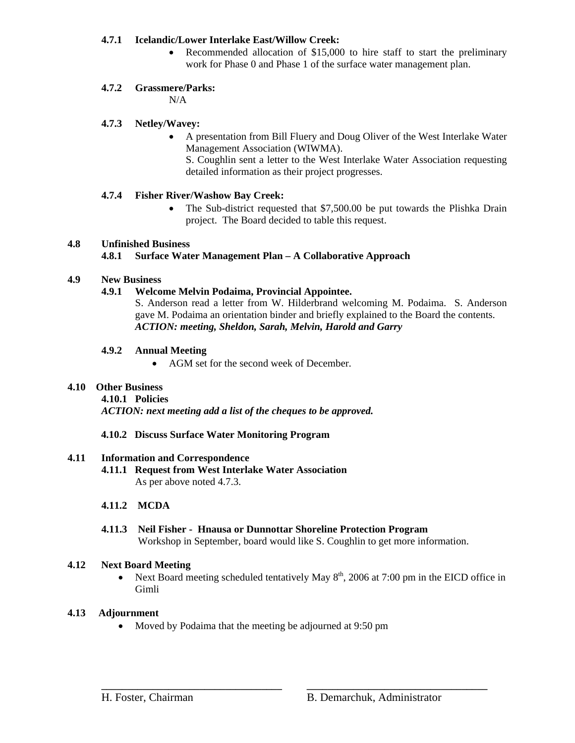**4.7.1 Icelandic/Lower Interlake East/Willow Creek:**

- Recommended allocation of $15,000 to hire staff to start the preliminary work for Phase 0 and Phase 1 of the surface water management plan.

**4.7.2 Grassmere/Parks:**

N/A

**4.7.3 Netley/Wavey:**

- A presentation from Bill Fluery and Doug Oliver of the West Interlake Water Management Association (WIWMA).
  S. Coughlin sent a letter to the West Interlake Water Association requesting detailed information as their project progresses.

**4.7.4 Fisher River/Washow Bay Creek:**

- The Sub-district requested that $7,500.00 be put towards the Plishka Drain project. The Board decided to table this request.

**4.8 Unfinished Business**

**4.8.1 Surface Water Management Plan – A Collaborative Approach**

**4.9 New Business**

**4.9.1 Welcome Melvin Podaima, Provincial Appointee.**

S. Anderson read a letter from W. Hilderbrand welcoming M. Podaima. S. Anderson gave M. Podaima an orientation binder and briefly explained to the Board the contents.
***ACTION: meeting, Sheldon, Sarah, Melvin, Harold and Garry***

**4.9.2 Annual Meeting**

- AGM set for the second week of December.

**4.10 Other Business**

**4.10.1 Policies**

***ACTION: next meeting add a list of the cheques to be approved.***

**4.10.2 Discuss Surface Water Monitoring Program**

**4.11 Information and Correspondence**

**4.11.1 Request from West Interlake Water Association**

As per above noted 4.7.3.

**4.11.2 MCDA**

**4.11.3 Neil Fisher - Hnausa or Dunnottar Shoreline Protection Program**

Workshop in September, board would like S. Coughlin to get more information.

**4.12 Next Board Meeting**

- Next Board meeting scheduled tentatively May 8th, 2006 at 7:00 pm in the EICD office in Gimli

**4.13 Adjournment**

- Moved by Podaima that the meeting be adjourned at 9:50 pm

H. Foster, Chairman          B. Demarchuk, Administrator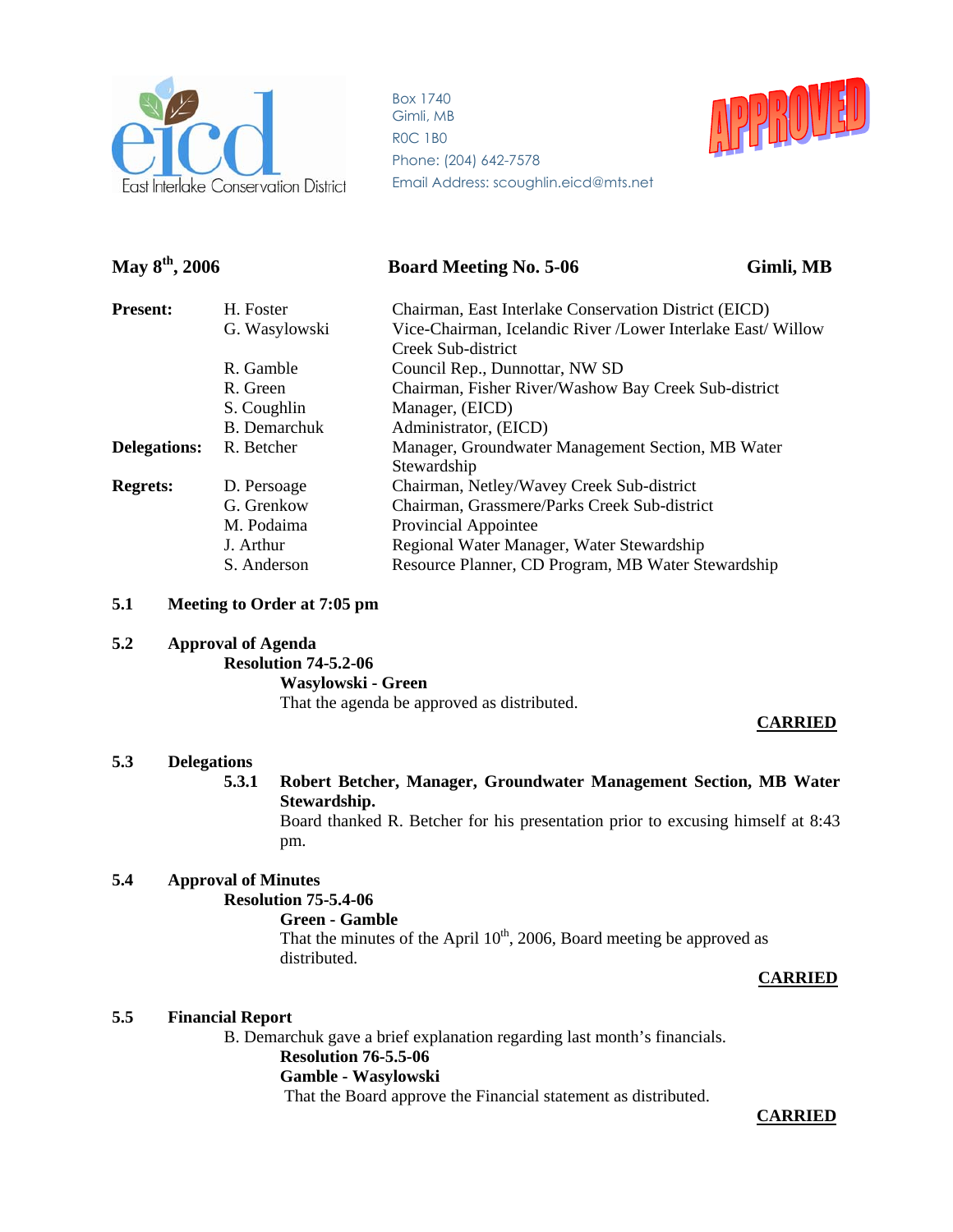East Interlake Conservation District

Box 1740
Gimli, MB
R0C 1B0
Phone: (204) 642-7578
Email Address: scoughlin.eicd@mts.net

APPROVED

**May 8th, 2006** **Board Meeting No. 5-06** **Gimli, MB**

| | | |
|---|---|---|
| **Present:** | H. Foster | Chairman, East Interlake Conservation District (EICD) |
| | G. Wasylowski | Vice-Chairman, Icelandic River /Lower Interlake East/ Willow Creek Sub-district |
| | R. Gamble | Council Rep., Dunnottar, NW SD |
| | R. Green | Chairman, Fisher River/Washow Bay Creek Sub-district |
| | S. Coughlin | Manager, (EICD) |
| | B. Demarchuk | Administrator, (EICD) |
| **Delegations:** | R. Betcher | Manager, Groundwater Management Section, MB Water Stewardship |
| **Regrets:** | D. Persoage | Chairman, Netley/Wavey Creek Sub-district |
| | G. Grenkow | Chairman, Grassmere/Parks Creek Sub-district |
| | M. Podaima | Provincial Appointee |
| | J. Arthur | Regional Water Manager, Water Stewardship |
| | S. Anderson | Resource Planner, CD Program, MB Water Stewardship |

**5.1 Meeting to Order at 7:05 pm**

**5.2 Approval of Agenda**

**Resolution 74-5.2-06**

**Wasylowski - Green**

That the agenda be approved as distributed.

**CARRIED**

**5.3 Delegations**

**5.3.1 Robert Betcher, Manager, Groundwater Management Section, MB Water Stewardship.**

Board thanked R. Betcher for his presentation prior to excusing himself at 8:43 pm.

**5.4 Approval of Minutes**

**Resolution 75-5.4-06**

**Green - Gamble**

That the minutes of the April 10th, 2006, Board meeting be approved as distributed.

**CARRIED**

**5.5 Financial Report**

B. Demarchuk gave a brief explanation regarding last month's financials.

**Resolution 76-5.5-06**

**Gamble - Wasylowski**

That the Board approve the Financial statement as distributed.

**CARRIED**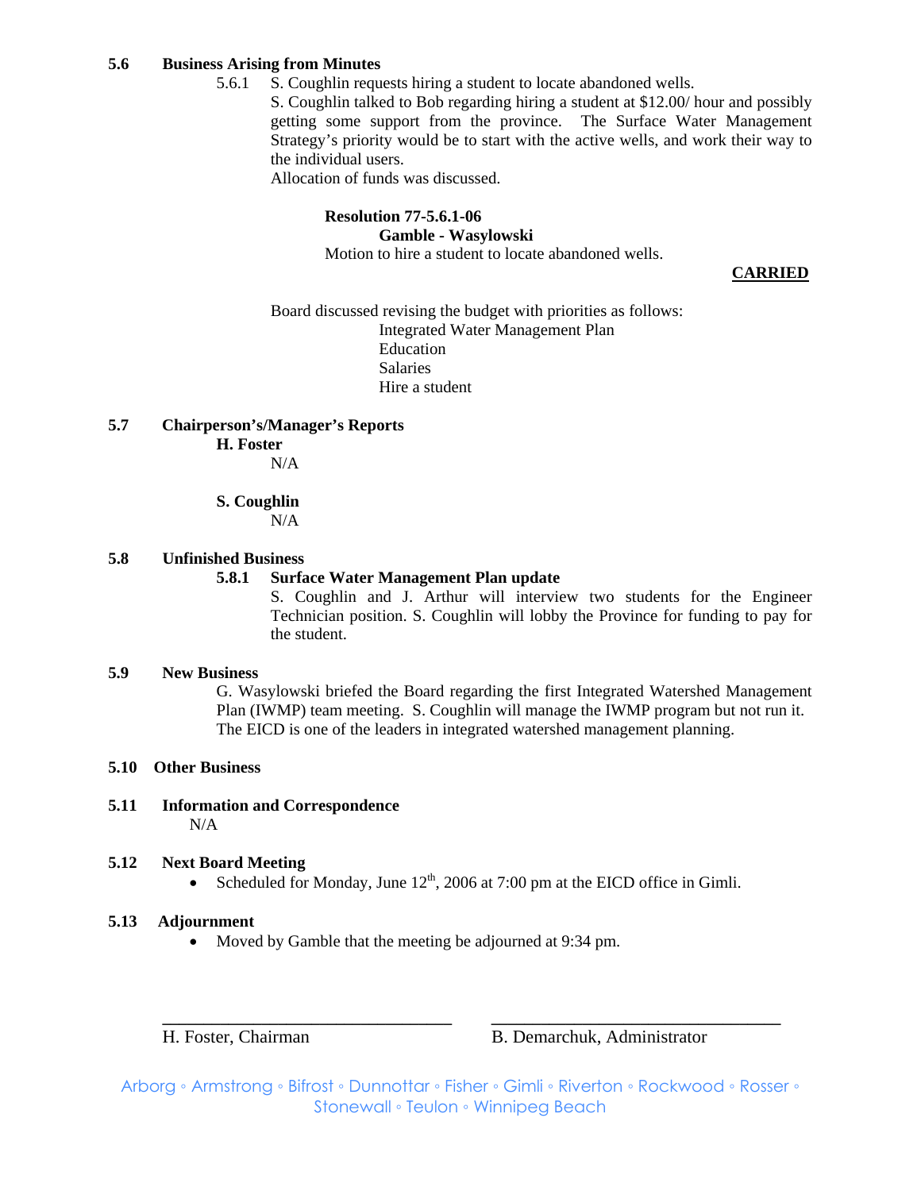**5.6 Business Arising from Minutes**

5.6.1 S. Coughlin requests hiring a student to locate abandoned wells.

S. Coughlin talked to Bob regarding hiring a student at $12.00/ hour and possibly getting some support from the province. The Surface Water Management Strategy's priority would be to start with the active wells, and work their way to the individual users.

Allocation of funds was discussed.

**Resolution 77-5.6.1-06**

**Gamble - Wasylowski**

Motion to hire a student to locate abandoned wells.

**CARRIED**

Board discussed revising the budget with priorities as follows:

- Integrated Water Management Plan
- Education
- Salaries
- Hire a student

**5.7 Chairperson's/Manager's Reports**

**H. Foster**

N/A

**S. Coughlin**

N/A

**5.8 Unfinished Business**

**5.8.1 Surface Water Management Plan update**

S. Coughlin and J. Arthur will interview two students for the Engineer Technician position. S. Coughlin will lobby the Province for funding to pay for the student.

**5.9 New Business**

G. Wasylowski briefed the Board regarding the first Integrated Watershed Management Plan (IWMP) team meeting. S. Coughlin will manage the IWMP program but not run it. The EICD is one of the leaders in integrated watershed management planning.

**5.10 Other Business**

**5.11 Information and Correspondence**

N/A

**5.12 Next Board Meeting**

- Scheduled for Monday, June 12th, 2006 at 7:00 pm at the EICD office in Gimli.

**5.13 Adjournment**

- Moved by Gamble that the meeting be adjourned at 9:34 pm.

\_\_\_\_\_\_\_\_\_\_\_\_\_\_\_\_\_\_\_\_\_\_\_\_\_\_\_\_\_\_ \_\_\_\_\_\_\_\_\_\_\_\_\_\_\_\_\_\_\_\_\_\_\_\_\_\_\_\_\_\_

H. Foster, Chairman B. Demarchuk, Administrator

Arborg ◦ Armstrong ◦ Bifrost ◦ Dunnottar ◦ Fisher ◦ Gimli ◦ Riverton ◦ Rockwood ◦ Rosser ◦ Stonewall ◦ Teulon ◦ Winnipeg Beach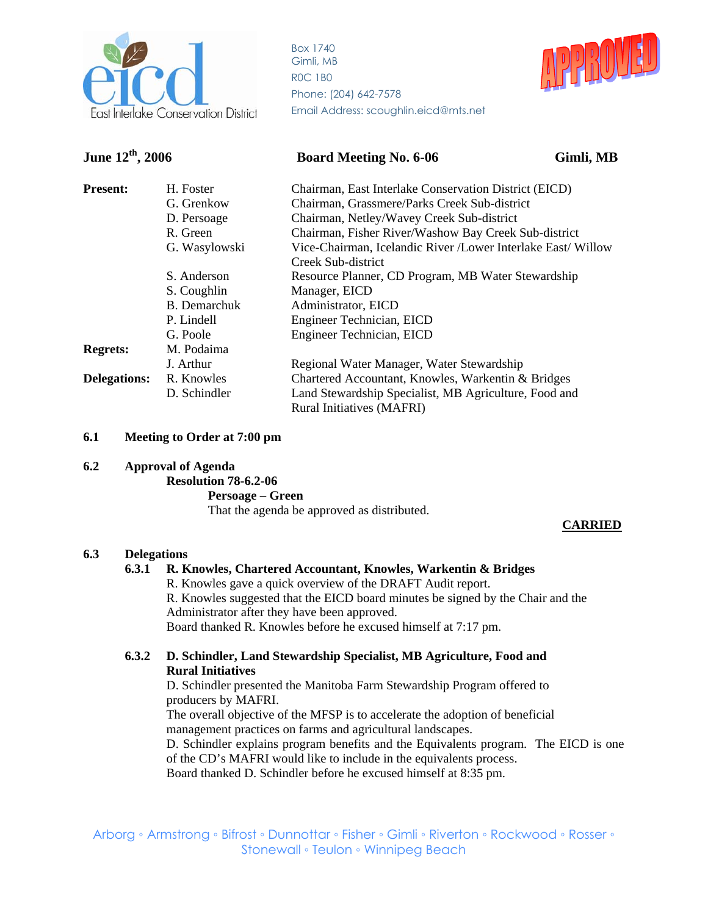Box 1740
Gimli, MB
R0C 1B0
Phone: (204) 642-7578
Email Address: scoughlin.eicd@mts.net

APPROVED

**June 12th, 2006** | **Board Meeting No. 6-06** | **Gimli, MB**

| | | |
|---|---|---|
| **Present:** | H. Foster | Chairman, East Interlake Conservation District (EICD) |
| | G. Grenkow | Chairman, Grassmere/Parks Creek Sub-district |
| | D. Persoage | Chairman, Netley/Wavey Creek Sub-district |
| | R. Green | Chairman, Fisher River/Washow Bay Creek Sub-district |
| | G. Wasylowski | Vice-Chairman, Icelandic River /Lower Interlake East/ Willow Creek Sub-district |
| | S. Anderson | Resource Planner, CD Program, MB Water Stewardship |
| | S. Coughlin | Manager, EICD |
| | B. Demarchuk | Administrator, EICD |
| | P. Lindell | Engineer Technician, EICD |
| | G. Poole | Engineer Technician, EICD |
| **Regrets:** | M. Podaima | |
| | J. Arthur | Regional Water Manager, Water Stewardship |
| **Delegations:** | R. Knowles | Chartered Accountant, Knowles, Warkentin & Bridges |
| | D. Schindler | Land Stewardship Specialist, MB Agriculture, Food and Rural Initiatives (MAFRI) |

**6.1 Meeting to Order at 7:00 pm**

**6.2 Approval of Agenda**

**Resolution 78-6.2-06**

**Persoage – Green**

That the agenda be approved as distributed.

**CARRIED**

**6.3 Delegations**

**6.3.1 R. Knowles, Chartered Accountant, Knowles, Warkentin & Bridges**

R. Knowles gave a quick overview of the DRAFT Audit report.
R. Knowles suggested that the EICD board minutes be signed by the Chair and the Administrator after they have been approved.
Board thanked R. Knowles before he excused himself at 7:17 pm.

**6.3.2 D. Schindler, Land Stewardship Specialist, MB Agriculture, Food and Rural Initiatives**

D. Schindler presented the Manitoba Farm Stewardship Program offered to producers by MAFRI.
The overall objective of the MFSP is to accelerate the adoption of beneficial management practices on farms and agricultural landscapes.
D. Schindler explains program benefits and the Equivalents program. The EICD is one of the CD's MAFRI would like to include in the equivalents process.
Board thanked D. Schindler before he excused himself at 8:35 pm.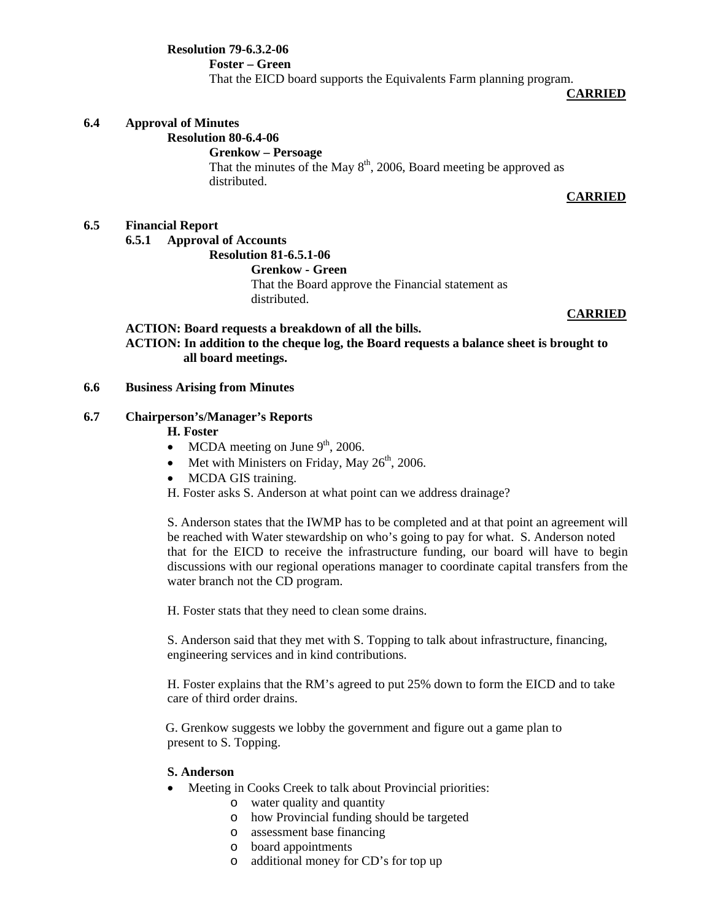**Resolution 79-6.3.2-06**

**Foster – Green**

That the EICD board supports the Equivalents Farm planning program.

**CARRIED**

**6.4 Approval of Minutes**

**Resolution 80-6.4-06**

**Grenkow – Persoage**

That the minutes of the May 8th, 2006, Board meeting be approved as distributed.

**CARRIED**

**6.5 Financial Report**

**6.5.1 Approval of Accounts**

**Resolution 81-6.5.1-06**

**Grenkow - Green**

That the Board approve the Financial statement as distributed.

**CARRIED**

**ACTION: Board requests a breakdown of all the bills.**

**ACTION: In addition to the cheque log, the Board requests a balance sheet is brought to all board meetings.**

**6.6 Business Arising from Minutes**

**6.7 Chairperson's/Manager's Reports**

**H. Foster**

- MCDA meeting on June 9th, 2006.
- Met with Ministers on Friday, May 26th, 2006.
- MCDA GIS training.

H. Foster asks S. Anderson at what point can we address drainage?

S. Anderson states that the IWMP has to be completed and at that point an agreement will be reached with Water stewardship on who's going to pay for what. S. Anderson noted that for the EICD to receive the infrastructure funding, our board will have to begin discussions with our regional operations manager to coordinate capital transfers from the water branch not the CD program.

H. Foster stats that they need to clean some drains.

S. Anderson said that they met with S. Topping to talk about infrastructure, financing, engineering services and in kind contributions.

H. Foster explains that the RM's agreed to put 25% down to form the EICD and to take care of third order drains.

G. Grenkow suggests we lobby the government and figure out a game plan to present to S. Topping.

**S. Anderson**

- Meeting in Cooks Creek to talk about Provincial priorities:
  - water quality and quantity
  - how Provincial funding should be targeted
  - assessment base financing
  - board appointments
  - additional money for CD's for top up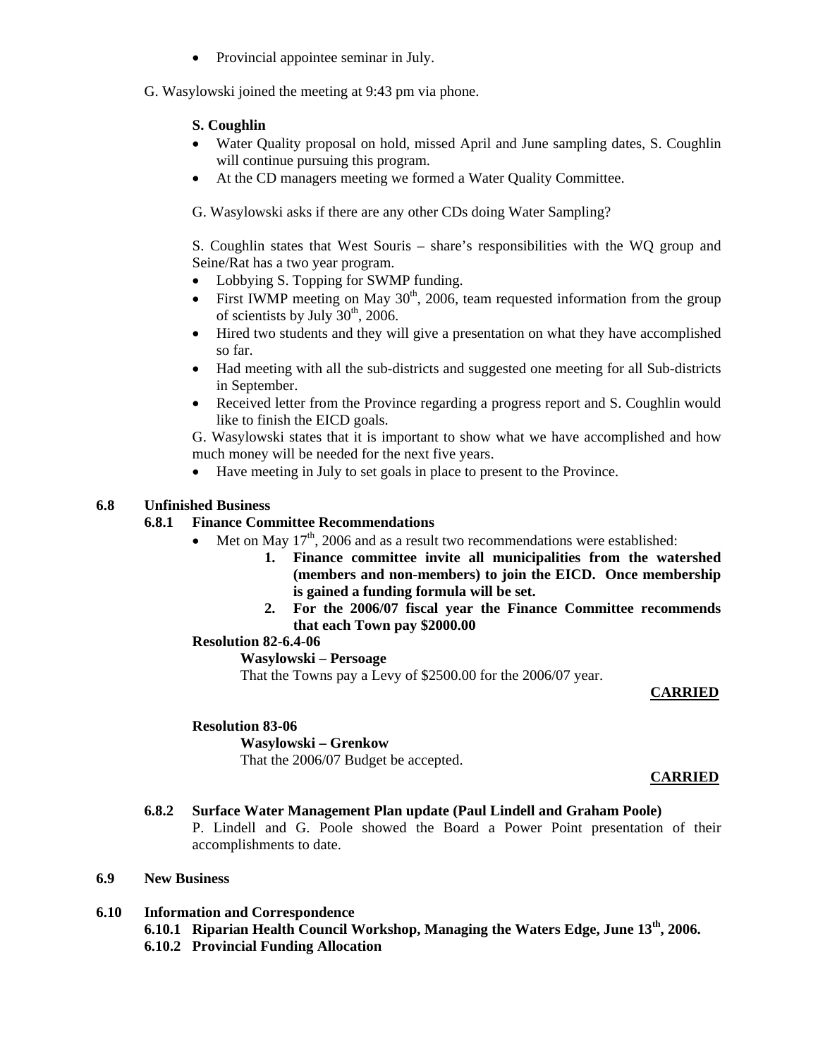- Provincial appointee seminar in July.

G. Wasylowski joined the meeting at 9:43 pm via phone.

**S. Coughlin**

- Water Quality proposal on hold, missed April and June sampling dates, S. Coughlin will continue pursuing this program.
- At the CD managers meeting we formed a Water Quality Committee.

G. Wasylowski asks if there are any other CDs doing Water Sampling?

S. Coughlin states that West Souris – share's responsibilities with the WQ group and Seine/Rat has a two year program.

- Lobbying S. Topping for SWMP funding.
- First IWMP meeting on May 30th, 2006, team requested information from the group of scientists by July 30th, 2006.
- Hired two students and they will give a presentation on what they have accomplished so far.
- Had meeting with all the sub-districts and suggested one meeting for all Sub-districts in September.
- Received letter from the Province regarding a progress report and S. Coughlin would like to finish the EICD goals.

G. Wasylowski states that it is important to show what we have accomplished and how much money will be needed for the next five years.

- Have meeting in July to set goals in place to present to the Province.

**6.8 Unfinished Business**

**6.8.1 Finance Committee Recommendations**

- Met on May 17th, 2006 and as a result two recommendations were established:
  1. **Finance committee invite all municipalities from the watershed (members and non-members) to join the EICD. Once membership is gained a funding formula will be set.**
  2. **For the 2006/07 fiscal year the Finance Committee recommends that each Town pay $2000.00**

**Resolution 82-6.4-06**

**Wasylowski – Persoage**

That the Towns pay a Levy of $2500.00 for the 2006/07 year.

**CARRIED**

**Resolution 83-06**

**Wasylowski – Grenkow**

That the 2006/07 Budget be accepted.

**CARRIED**

**6.8.2 Surface Water Management Plan update (Paul Lindell and Graham Poole)**

P. Lindell and G. Poole showed the Board a Power Point presentation of their accomplishments to date.

**6.9 New Business**

**6.10 Information and Correspondence**

**6.10.1 Riparian Health Council Workshop, Managing the Waters Edge, June 13th, 2006.**

**6.10.2 Provincial Funding Allocation**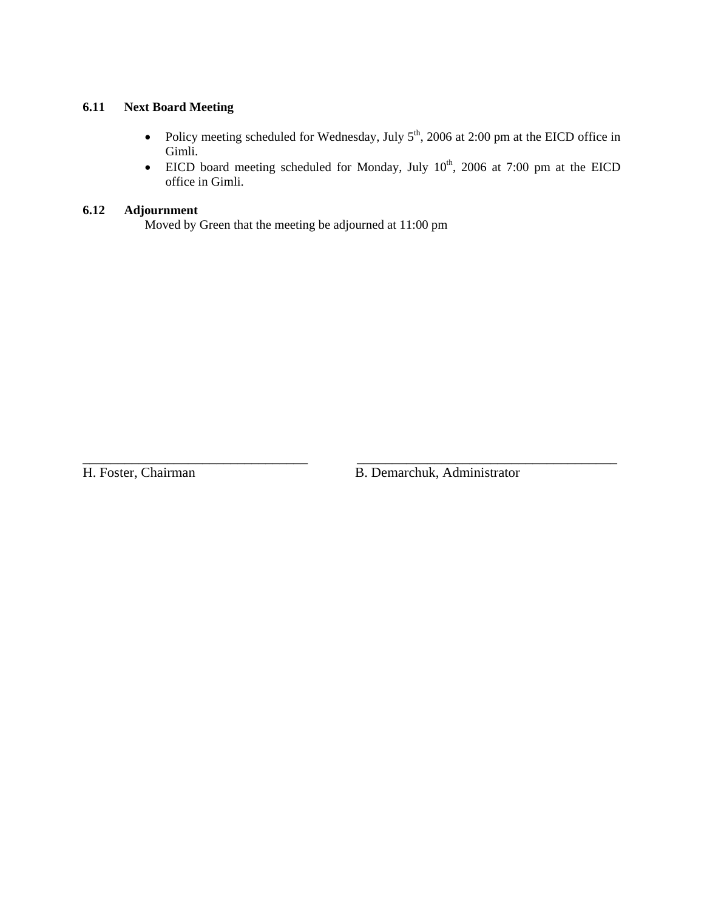### 6.11 Next Board Meeting

- Policy meeting scheduled for Wednesday, July 5th, 2006 at 2:00 pm at the EICD office in Gimli.
- EICD board meeting scheduled for Monday, July 10th, 2006 at 7:00 pm at the EICD office in Gimli.

### 6.12 Adjournment

Moved by Green that the meeting be adjourned at 11:00 pm

\_\_\_\_\_\_\_\_\_\_\_\_\_\_\_\_\_\_\_\_\_\_\_\_\_\_\_\_\_\_\_\_\_\_
H. Foster, Chairman

\_\_\_\_\_\_\_\_\_\_\_\_\_\_\_\_\_\_\_\_\_\_\_\_\_\_\_\_\_\_\_\_\_\_
B. Demarchuk, Administrator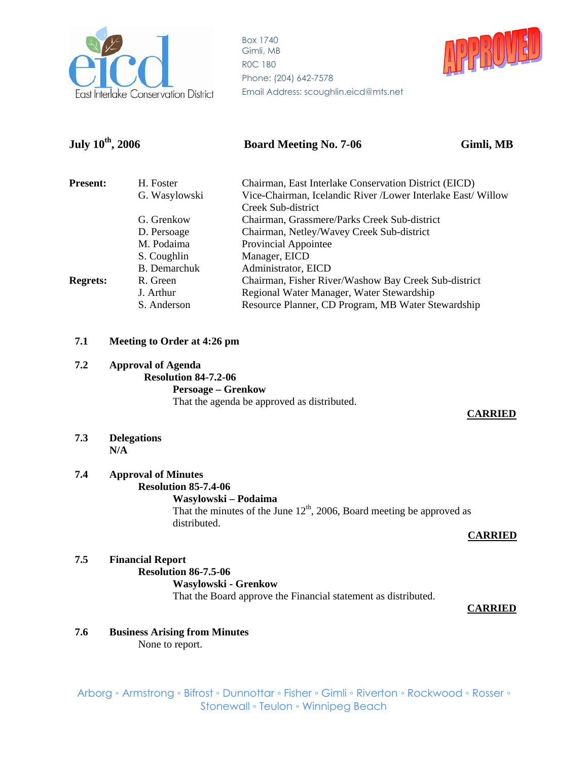Box 1740
Gimli, MB
R0C 1B0
Phone: (204) 642-7578
Email Address: scoughlin.eicd@mts.net

APPROVED

**July 10th, 2006** **Board Meeting No. 7-06** **Gimli, MB**

| | | |
|---|---|---|
| **Present:** | H. Foster | Chairman, East Interlake Conservation District (EICD) |
| | G. Wasylowski | Vice-Chairman, Icelandic River /Lower Interlake East/ Willow Creek Sub-district |
| | G. Grenkow | Chairman, Grassmere/Parks Creek Sub-district |
| | D. Persoage | Chairman, Netley/Wavey Creek Sub-district |
| | M. Podaima | Provincial Appointee |
| | S. Coughlin | Manager, EICD |
| | B. Demarchuk | Administrator, EICD |
| **Regrets:** | R. Green | Chairman, Fisher River/Washow Bay Creek Sub-district |
| | J. Arthur | Regional Water Manager, Water Stewardship |
| | S. Anderson | Resource Planner, CD Program, MB Water Stewardship |

**7.1 Meeting to Order at 4:26 pm**

**7.2 Approval of Agenda**

**Resolution 84-7.2-06**

**Persoage – Grenkow**

That the agenda be approved as distributed.

**CARRIED**

**7.3 Delegations**

**N/A**

**7.4 Approval of Minutes**

**Resolution 85-7.4-06**

**Wasylowski – Podaima**

That the minutes of the June 12th, 2006, Board meeting be approved as distributed.

**CARRIED**

**7.5 Financial Report**

**Resolution 86-7.5-06**

**Wasylowski - Grenkow**

That the Board approve the Financial statement as distributed.

**CARRIED**

**7.6 Business Arising from Minutes**

None to report.

Arborg ◦ Armstrong ◦ Bifrost ◦ Dunnottar ◦ Fisher ◦ Gimli ◦ Riverton ◦ Rockwood ◦ Rosser ◦ Stonewall ◦ Teulon ◦ Winnipeg Beach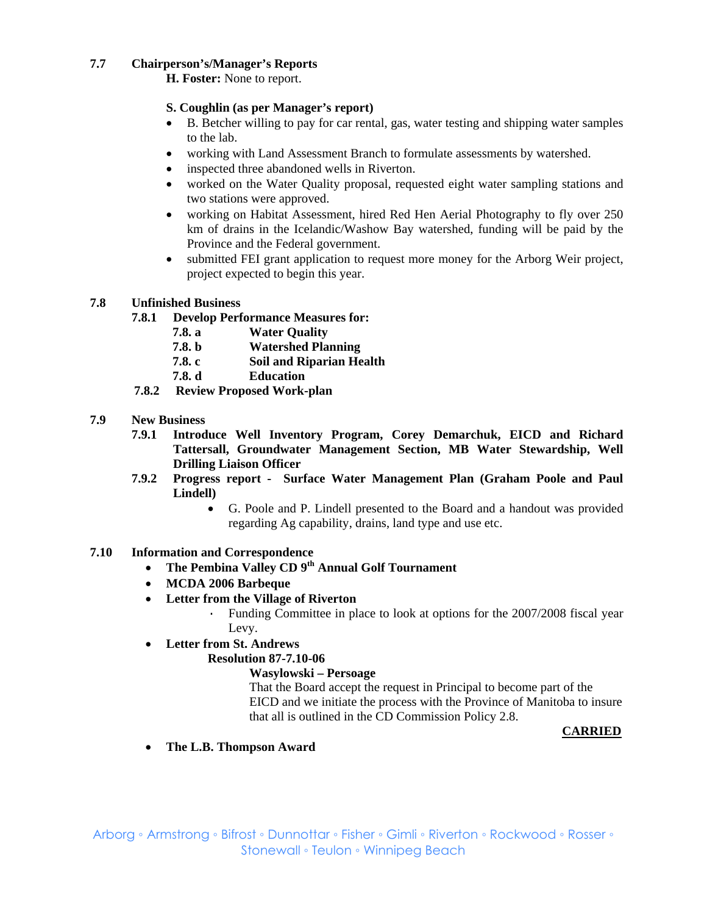**7.7 Chairperson's/Manager's Reports**

**H. Foster:** None to report.

**S. Coughlin (as per Manager's report)**

- B. Betcher willing to pay for car rental, gas, water testing and shipping water samples to the lab.
- working with Land Assessment Branch to formulate assessments by watershed.
- inspected three abandoned wells in Riverton.
- worked on the Water Quality proposal, requested eight water sampling stations and two stations were approved.
- working on Habitat Assessment, hired Red Hen Aerial Photography to fly over 250 km of drains in the Icelandic/Washow Bay watershed, funding will be paid by the Province and the Federal government.
- submitted FEI grant application to request more money for the Arborg Weir project, project expected to begin this year.

**7.8 Unfinished Business**

**7.8.1 Develop Performance Measures for:**

**7.8. a Water Quality**

**7.8. b Watershed Planning**

**7.8. c Soil and Riparian Health**

**7.8. d Education**

**7.8.2 Review Proposed Work-plan**

**7.9 New Business**

**7.9.1 Introduce Well Inventory Program, Corey Demarchuk, EICD and Richard Tattersall, Groundwater Management Section, MB Water Stewardship, Well Drilling Liaison Officer**

**7.9.2 Progress report - Surface Water Management Plan (Graham Poole and Paul Lindell)**

- G. Poole and P. Lindell presented to the Board and a handout was provided regarding Ag capability, drains, land type and use etc.

**7.10 Information and Correspondence**

- **The Pembina Valley CD 9th Annual Golf Tournament**
- **MCDA 2006 Barbeque**
- **Letter from the Village of Riverton**
  - Funding Committee in place to look at options for the 2007/2008 fiscal year Levy.
- **Letter from St. Andrews**

  **Resolution 87-7.10-06**

  **Wasylowski – Persoage**

  That the Board accept the request in Principal to become part of the EICD and we initiate the process with the Province of Manitoba to insure that all is outlined in the CD Commission Policy 2.8.

  **CARRIED**

- **The L.B. Thompson Award**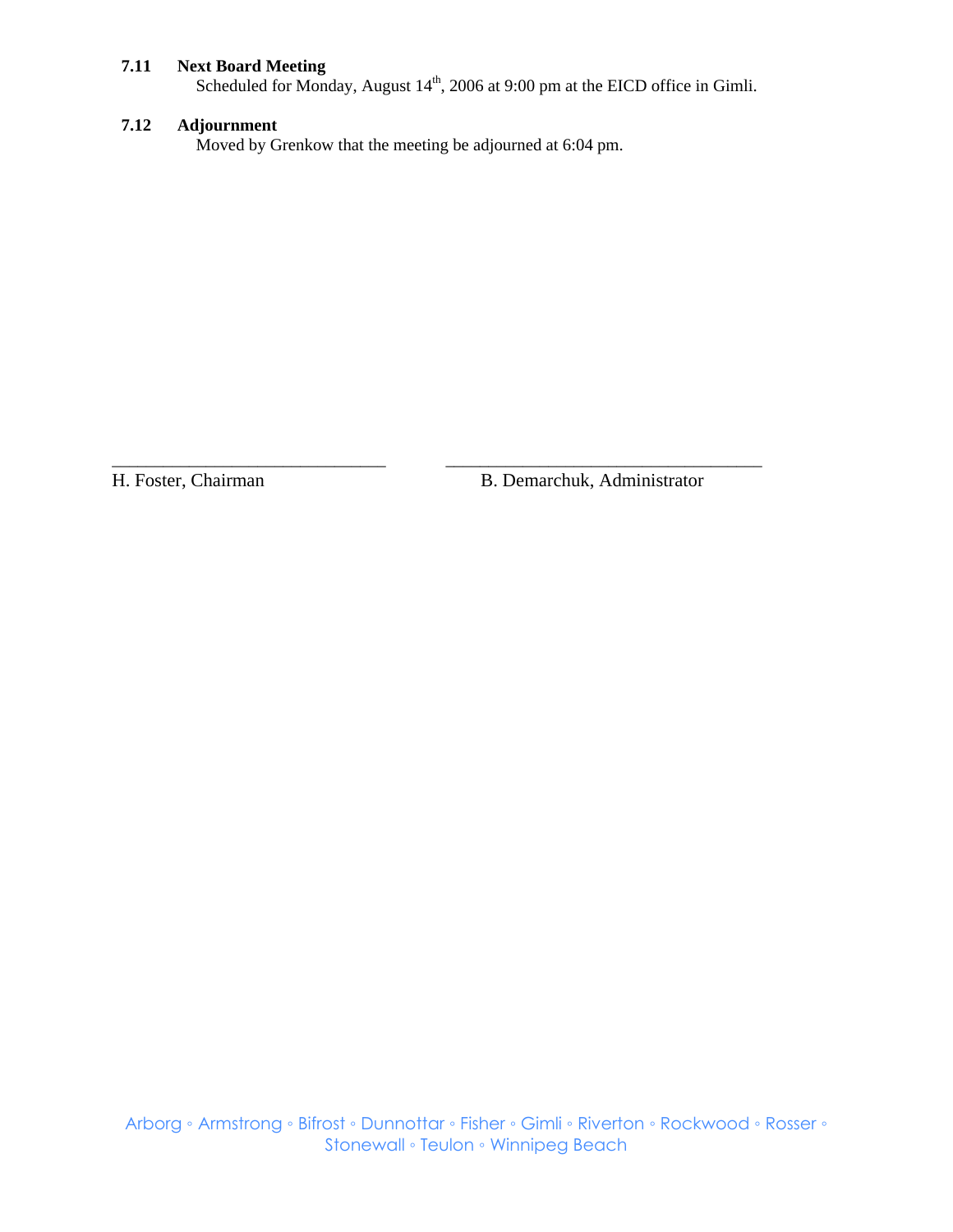### 7.11 Next Board Meeting

Scheduled for Monday, August 14th, 2006 at 9:00 pm at the EICD office in Gimli.

### 7.12 Adjournment

Moved by Grenkow that the meeting be adjourned at 6:04 pm.

_______________________________ &nbsp;&nbsp;&nbsp;&nbsp;&nbsp;&nbsp; ____________________________________

H. Foster, Chairman &nbsp;&nbsp;&nbsp;&nbsp;&nbsp;&nbsp;&nbsp;&nbsp;&nbsp;&nbsp;&nbsp;&nbsp;&nbsp;&nbsp;&nbsp;&nbsp;&nbsp;&nbsp;&nbsp;&nbsp;&nbsp;&nbsp; B. Demarchuk, Administrator

Arborg ◦ Armstrong ◦ Bifrost ◦ Dunnottar ◦ Fisher ◦ Gimli ◦ Riverton ◦ Rockwood ◦ Rosser ◦ Stonewall ◦ Teulon ◦ Winnipeg Beach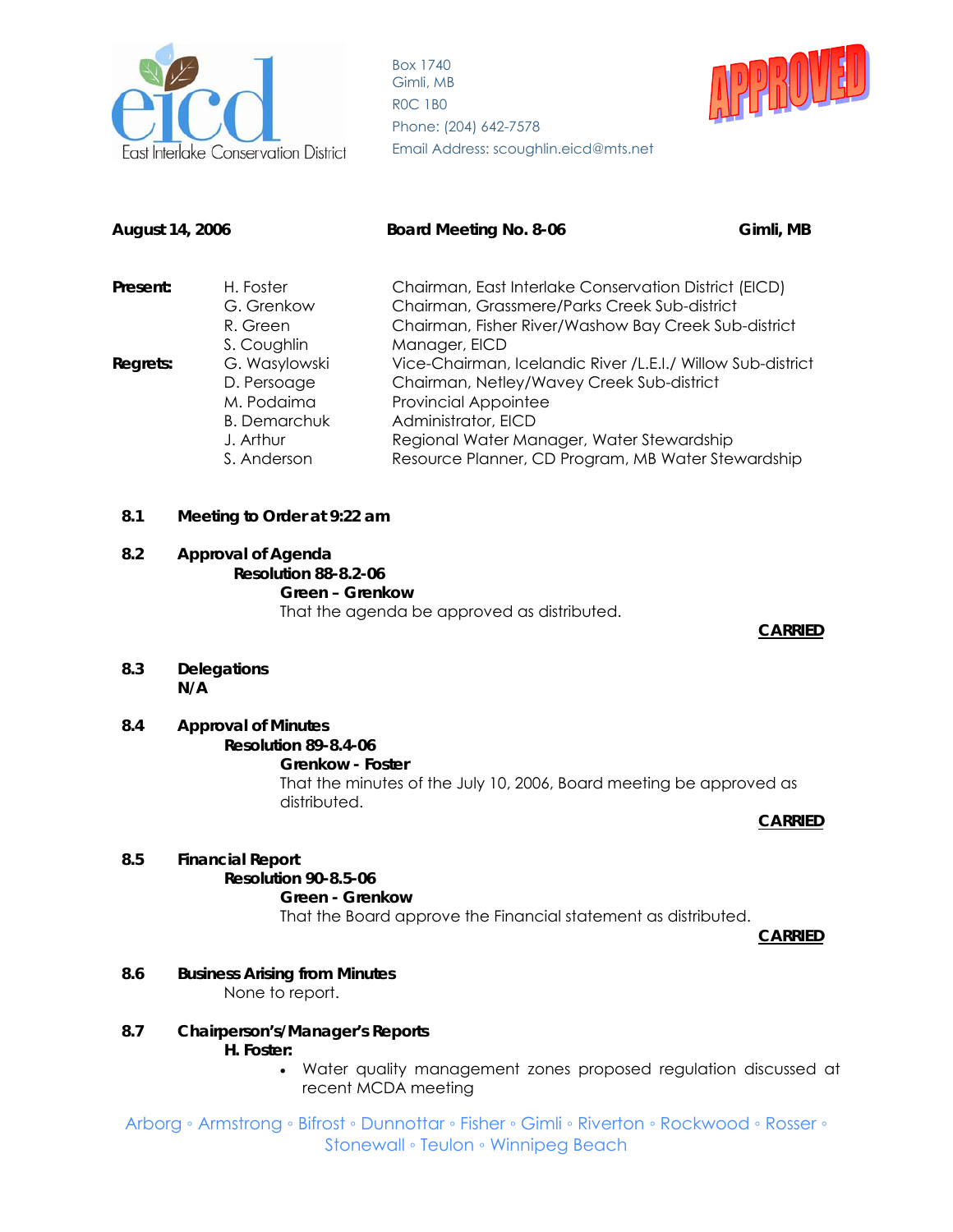Box 1740
Gimli, MB
R0C 1B0
Phone: (204) 642-7578
Email Address: scoughlin.eicd@mts.net

APPROVED

**August 14, 2006** **Board Meeting No. 8-06** **Gimli, MB**

| | | |
|---|---|---|
| **Present:** | H. Foster | Chairman, East Interlake Conservation District (EICD) |
| | G. Grenkow | Chairman, Grassmere/Parks Creek Sub-district |
| | R. Green | Chairman, Fisher River/Washow Bay Creek Sub-district |
| | S. Coughlin | Manager, EICD |
| **Regrets:** | G. Wasylowski | Vice-Chairman, Icelandic River /L.E.I./ Willow Sub-district |
| | D. Persoage | Chairman, Netley/Wavey Creek Sub-district |
| | M. Podaima | Provincial Appointee |
| | B. Demarchuk | Administrator, EICD |
| | J. Arthur | Regional Water Manager, Water Stewardship |
| | S. Anderson | Resource Planner, CD Program, MB Water Stewardship |

**8.1 Meeting to Order at 9:22 am**

**8.2 Approval of Agenda**

**Resolution 88-8.2-06**

**Green – Grenkow**

That the agenda be approved as distributed.

**CARRIED**

**8.3 Delegations**

**N/A**

**8.4 Approval of Minutes**

**Resolution 89-8.4-06**

**Grenkow - Foster**

That the minutes of the July 10, 2006, Board meeting be approved as distributed.

**CARRIED**

**8.5 Financial Report**

**Resolution 90-8.5-06**

**Green - Grenkow**

That the Board approve the Financial statement as distributed.

**CARRIED**

**8.6 Business Arising from Minutes**

None to report.

**8.7 Chairperson's/Manager's Reports**

**H. Foster:**

- Water quality management zones proposed regulation discussed at recent MCDA meeting

Arborg ◦ Armstrong ◦ Bifrost ◦ Dunnottar ◦ Fisher ◦ Gimli ◦ Riverton ◦ Rockwood ◦ Rosser ◦ Stonewall ◦ Teulon ◦ Winnipeg Beach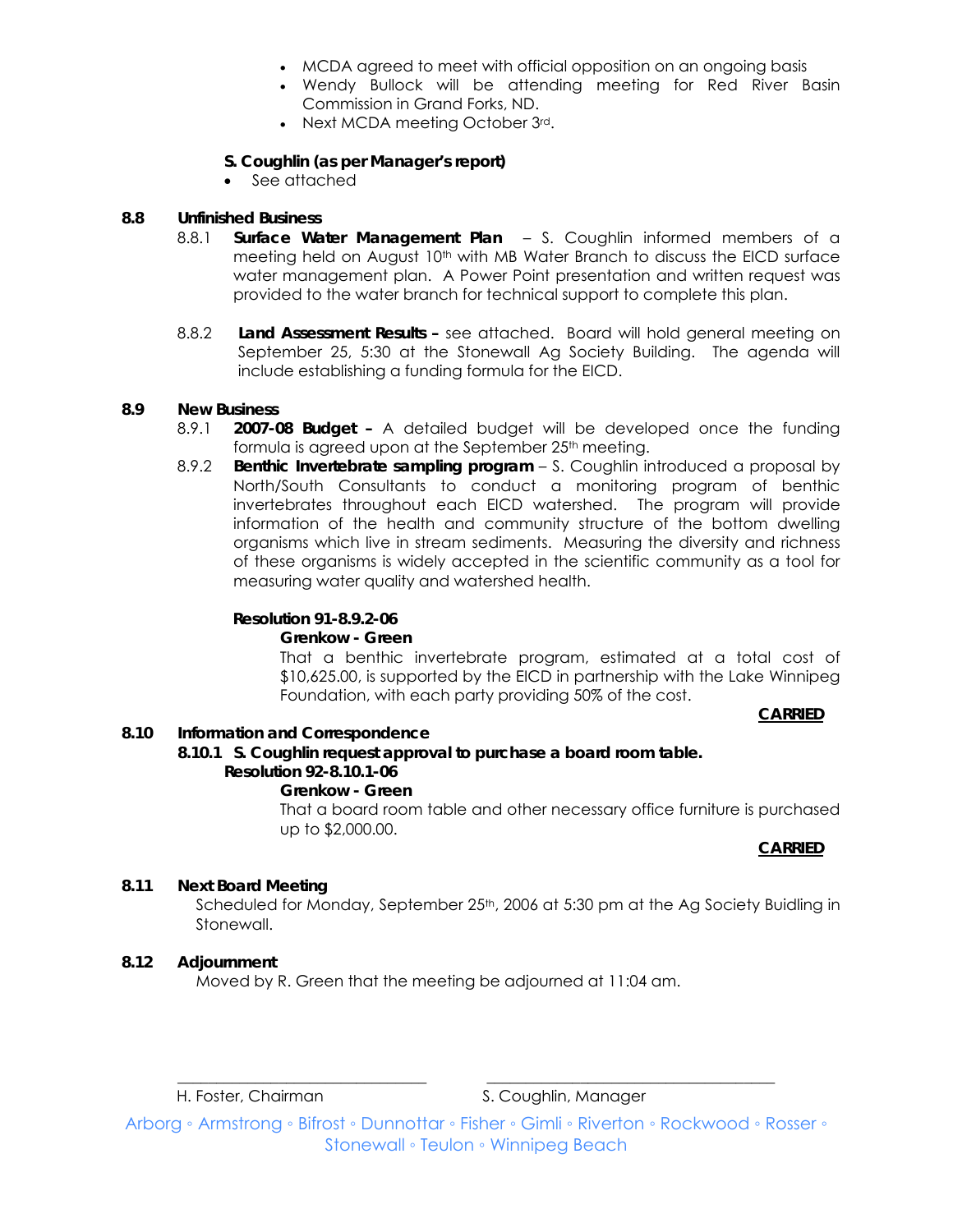- MCDA agreed to meet with official opposition on an ongoing basis
- Wendy Bullock will be attending meeting for Red River Basin Commission in Grand Forks, ND.
- Next MCDA meeting October 3rd.

**S. Coughlin (as per Manager's report)**

- See attached

**8.8 Unfinished Business**

8.8.1 **Surface Water Management Plan** – S. Coughlin informed members of a meeting held on August 10th with MB Water Branch to discuss the EICD surface water management plan. A Power Point presentation and written request was provided to the water branch for technical support to complete this plan.

8.8.2 **Land Assessment Results –** see attached. Board will hold general meeting on September 25, 5:30 at the Stonewall Ag Society Building. The agenda will include establishing a funding formula for the EICD.

**8.9 New Business**

8.9.1 **2007-08 Budget –** A detailed budget will be developed once the funding formula is agreed upon at the September 25th meeting.

8.9.2 **Benthic Invertebrate sampling program** – S. Coughlin introduced a proposal by North/South Consultants to conduct a monitoring program of benthic invertebrates throughout each EICD watershed. The program will provide information of the health and community structure of the bottom dwelling organisms which live in stream sediments. Measuring the diversity and richness of these organisms is widely accepted in the scientific community as a tool for measuring water quality and watershed health.

**Resolution 91-8.9.2-06**

**Grenkow - Green**

That a benthic invertebrate program, estimated at a total cost of $10,625.00, is supported by the EICD in partnership with the Lake Winnipeg Foundation, with each party providing 50% of the cost.

**CARRIED**

**8.10 Information and Correspondence**

**8.10.1 S. Coughlin request approval to purchase a board room table.**

**Resolution 92-8.10.1-06**

**Grenkow - Green**

That a board room table and other necessary office furniture is purchased up to $2,000.00.

**CARRIED**

**8.11 Next Board Meeting**

Scheduled for Monday, September 25th, 2006 at 5:30 pm at the Ag Society Buidling in Stonewall.

**8.12 Adjournment**

Moved by R. Green that the meeting be adjourned at 11:04 am.

_______________________________ _______________________________

H. Foster, Chairman S. Coughlin, Manager

Arborg ◦ Armstrong ◦ Bifrost ◦ Dunnottar ◦ Fisher ◦ Gimli ◦ Riverton ◦ Rockwood ◦ Rosser ◦ Stonewall ◦ Teulon ◦ Winnipeg Beach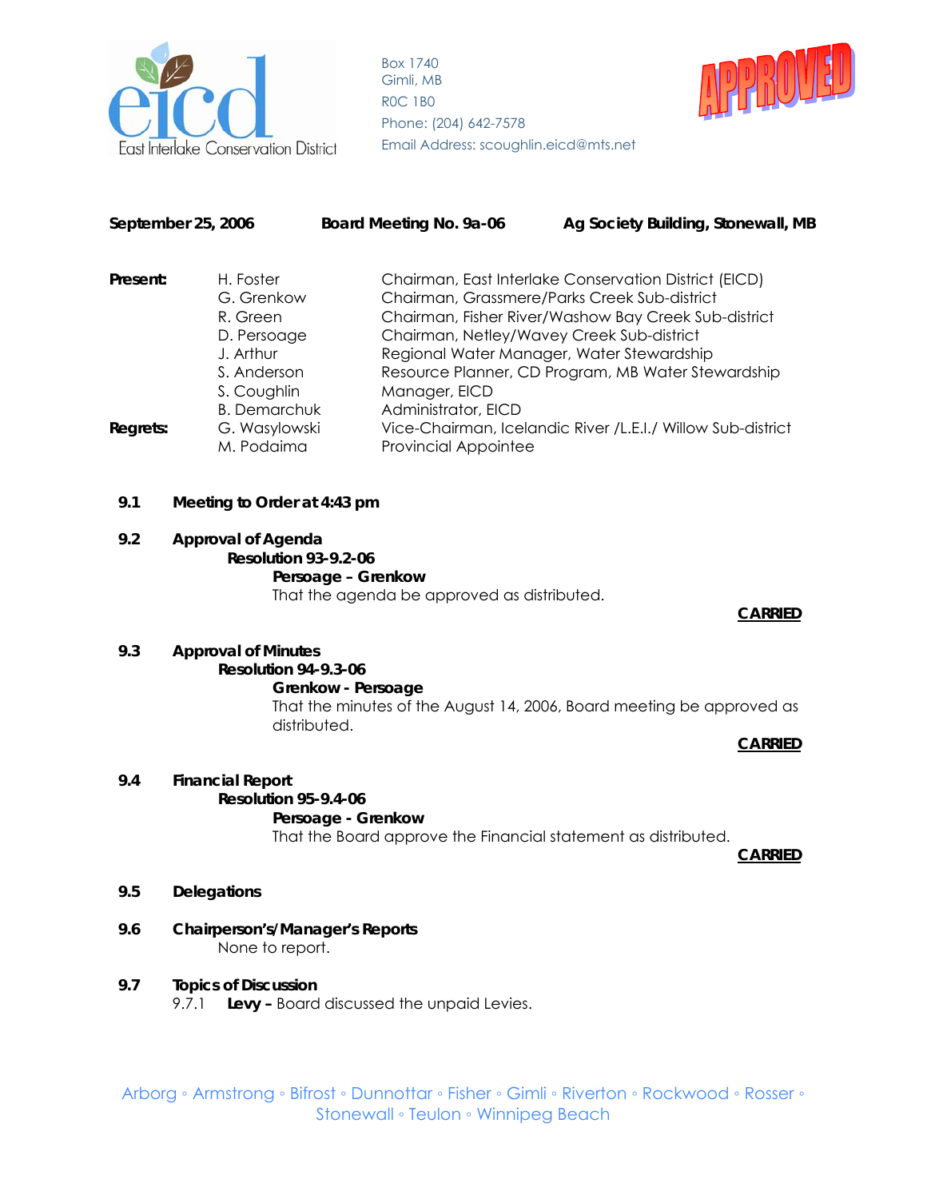East Interlake Conservation District

Box 1740
Gimli, MB
R0C 1B0
Phone: (204) 642-7578
Email Address: scoughlin.eicd@mts.net

APPROVED

**September 25, 2006** **Board Meeting No. 9a-06** **Ag Society Building, Stonewall, MB**

| | | |
|---|---|---|
| **Present:** | H. Foster | Chairman, East Interlake Conservation District (EICD) |
| | G. Grenkow | Chairman, Grassmere/Parks Creek Sub-district |
| | R. Green | Chairman, Fisher River/Washow Bay Creek Sub-district |
| | D. Persoage | Chairman, Netley/Wavey Creek Sub-district |
| | J. Arthur | Regional Water Manager, Water Stewardship |
| | S. Anderson | Resource Planner, CD Program, MB Water Stewardship |
| | S. Coughlin | Manager, EICD |
| | B. Demarchuk | Administrator, EICD |
| **Regrets:** | G. Wasylowski | Vice-Chairman, Icelandic River /L.E.I./ Willow Sub-district |
| | M. Podaima | Provincial Appointee |

**9.1 Meeting to Order at 4:43 pm**

**9.2 Approval of Agenda**

**Resolution 93-9.2-06**

**Persoage – Grenkow**

That the agenda be approved as distributed.

**CARRIED**

**9.3 Approval of Minutes**

**Resolution 94-9.3-06**

**Grenkow - Persoage**

That the minutes of the August 14, 2006, Board meeting be approved as distributed.

**CARRIED**

**9.4 Financial Report**

**Resolution 95-9.4-06**

**Persoage - Grenkow**

That the Board approve the Financial statement as distributed.

**CARRIED**

**9.5 Delegations**

**9.6 Chairperson's/Manager's Reports**

None to report.

**9.7 Topics of Discussion**

9.7.1 **Levy –** Board discussed the unpaid Levies.

Arborg ◦ Armstrong ◦ Bifrost ◦ Dunnottar ◦ Fisher ◦ Gimli ◦ Riverton ◦ Rockwood ◦ Rosser ◦ Stonewall ◦ Teulon ◦ Winnipeg Beach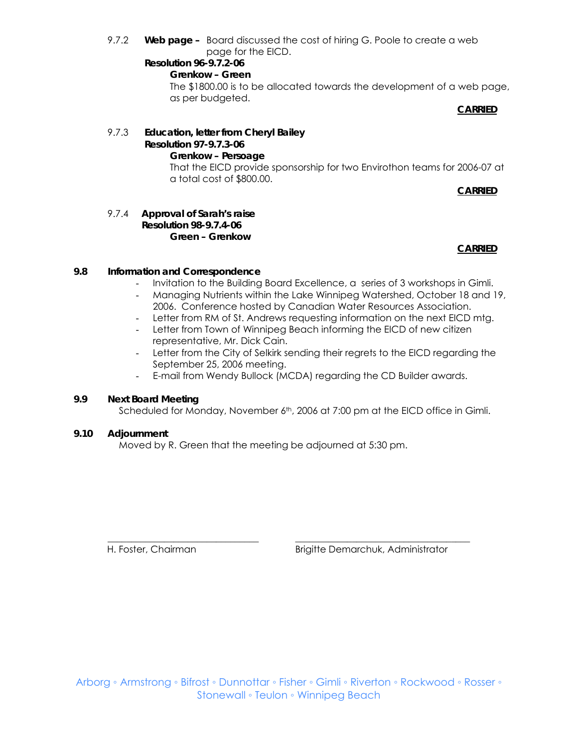9.7.2 **Web page –** Board discussed the cost of hiring G. Poole to create a web page for the EICD.

**Resolution 96-9.7.2-06**

**Grenkow – Green**

The $1800.00 is to be allocated towards the development of a web page, as per budgeted.

**CARRIED**

9.7.3 **Education, letter from Cheryl Bailey**

**Resolution 97-9.7.3-06**

**Grenkow – Persoage**

That the EICD provide sponsorship for two Envirothon teams for 2006-07 at a total cost of $800.00.

**CARRIED**

9.7.4 **Approval of Sarah's raise**

**Resolution 98-9.7.4-06**

**Green – Grenkow**

**CARRIED**

## 9.8 Information and Correspondence

- Invitation to the Building Board Excellence, a series of 3 workshops in Gimli.
- Managing Nutrients within the Lake Winnipeg Watershed, October 18 and 19, 2006. Conference hosted by Canadian Water Resources Association.
- Letter from RM of St. Andrews requesting information on the next EICD mtg.
- Letter from Town of Winnipeg Beach informing the EICD of new citizen representative, Mr. Dick Cain.
- Letter from the City of Selkirk sending their regrets to the EICD regarding the September 25, 2006 meeting.
- E-mail from Wendy Bullock (MCDA) regarding the CD Builder awards.

## 9.9 Next Board Meeting

Scheduled for Monday, November 6th, 2006 at 7:00 pm at the EICD office in Gimli.

## 9.10 Adjournment

Moved by R. Green that the meeting be adjourned at 5:30 pm.

_______________________________ H. Foster, Chairman

_______________________________ Brigitte Demarchuk, Administrator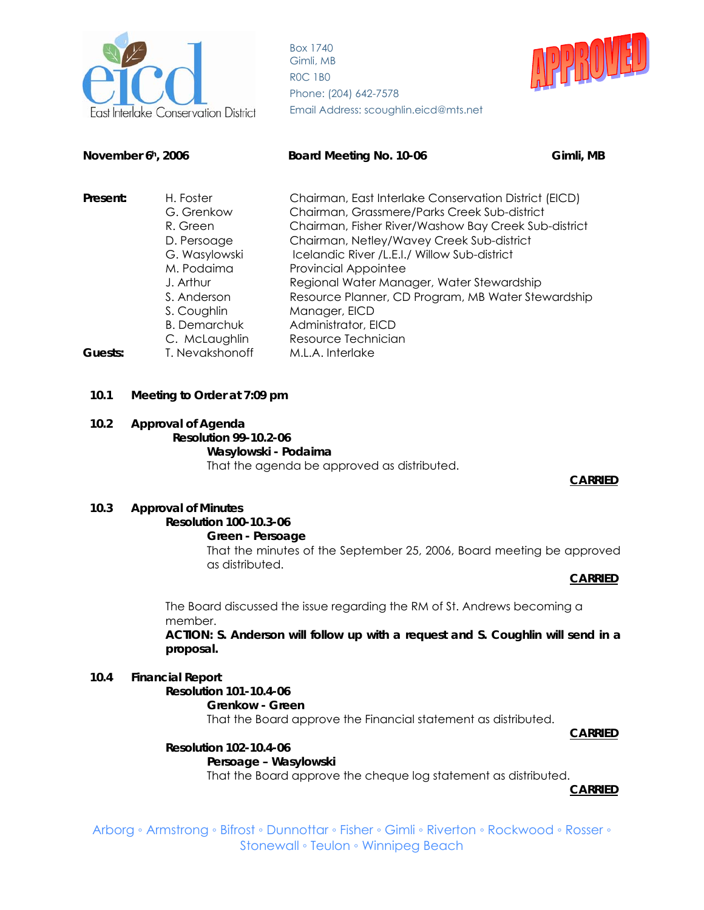Box 1740
Gimli, MB
R0C 1B0
Phone: (204) 642-7578
Email Address: scoughlin.eicd@mts.net

APPROVED

**November 6th, 2006** **Board Meeting No. 10-06** **Gimli, MB**

| | | |
|---|---|---|
| **Present:** | H. Foster | Chairman, East Interlake Conservation District (EICD) |
| | G. Grenkow | Chairman, Grassmere/Parks Creek Sub-district |
| | R. Green | Chairman, Fisher River/Washow Bay Creek Sub-district |
| | D. Persoage | Chairman, Netley/Wavey Creek Sub-district |
| | G. Wasylowski | Icelandic River /L.E.I./ Willow Sub-district |
| | M. Podaima | Provincial Appointee |
| | J. Arthur | Regional Water Manager, Water Stewardship |
| | S. Anderson | Resource Planner, CD Program, MB Water Stewardship |
| | S. Coughlin | Manager, EICD |
| | B. Demarchuk | Administrator, EICD |
| | C. McLaughlin | Resource Technician |
| **Guests:** | T. Nevakshonoff | M.L.A. Interlake |

**10.1 Meeting to Order at 7:09 pm**

**10.2 Approval of Agenda**

**Resolution 99-10.2-06**

**Wasylowski - Podaima**

That the agenda be approved as distributed.

**CARRIED**

**10.3 Approval of Minutes**

**Resolution 100-10.3-06**

**Green - Persoage**

That the minutes of the September 25, 2006, Board meeting be approved as distributed.

**CARRIED**

The Board discussed the issue regarding the RM of St. Andrews becoming a member.

**ACTION: S. Anderson will follow up with a request and S. Coughlin will send in a proposal.**

**10.4 Financial Report**

**Resolution 101-10.4-06**

**Grenkow - Green**

That the Board approve the Financial statement as distributed.

**CARRIED**

**Resolution 102-10.4-06**

**Persoage – Wasylowski**

That the Board approve the cheque log statement as distributed.

**CARRIED**

Arborg ◦ Armstrong ◦ Bifrost ◦ Dunnottar ◦ Fisher ◦ Gimli ◦ Riverton ◦ Rockwood ◦ Rosser ◦ Stonewall ◦ Teulon ◦ Winnipeg Beach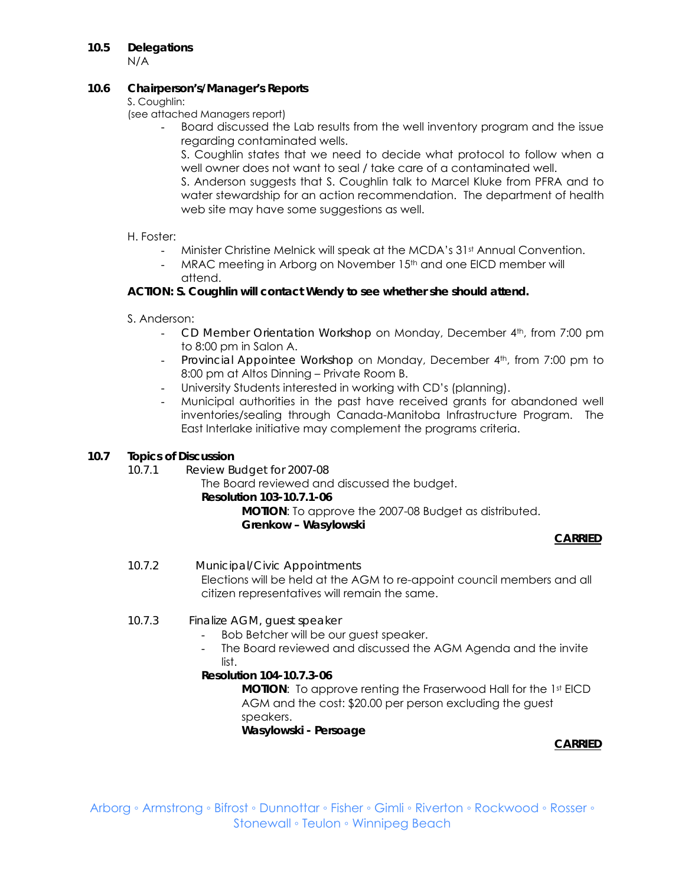**10.5 Delegations**

N/A

**10.6 Chairperson's/Manager's Reports**

S. Coughlin:
(see attached Managers report)

- Board discussed the Lab results from the well inventory program and the issue regarding contaminated wells.
  S. Coughlin states that we need to decide what protocol to follow when a well owner does not want to seal / take care of a contaminated well.
  S. Anderson suggests that S. Coughlin talk to Marcel Kluke from PFRA and to water stewardship for an action recommendation. The department of health web site may have some suggestions as well.

H. Foster:

- Minister Christine Melnick will speak at the MCDA's 31st Annual Convention.
- MRAC meeting in Arborg on November 15th and one EICD member will attend.

**ACTION: S. Coughlin will contact Wendy to see whether she should attend.**

S. Anderson:

- CD Member Orientation Workshop on Monday, December 4th, from 7:00 pm to 8:00 pm in Salon A.
- Provincial Appointee Workshop on Monday, December 4th, from 7:00 pm to 8:00 pm at Altos Dinning – Private Room B.
- University Students interested in working with CD's (planning).
- Municipal authorities in the past have received grants for abandoned well inventories/sealing through Canada-Manitoba Infrastructure Program. The East Interlake initiative may complement the programs criteria.

**10.7 Topics of Discussion**

10.7.1 Review Budget for 2007-08

The Board reviewed and discussed the budget.

**Resolution 103-10.7.1-06**

**MOTION**: To approve the 2007-08 Budget as distributed.
**Grenkow – Wasylowski**

**CARRIED**

10.7.2 Municipal/Civic Appointments

Elections will be held at the AGM to re-appoint council members and all citizen representatives will remain the same.

10.7.3 Finalize AGM, guest speaker

- Bob Betcher will be our guest speaker.
- The Board reviewed and discussed the AGM Agenda and the invite list.

**Resolution 104-10.7.3-06**

**MOTION**: To approve renting the Fraserwood Hall for the 1st EICD AGM and the cost: $20.00 per person excluding the guest speakers.
**Wasylowski - Persoage**

**CARRIED**

Arborg ◦ Armstrong ◦ Bifrost ◦ Dunnottar ◦ Fisher ◦ Gimli ◦ Riverton ◦ Rockwood ◦ Rosser ◦ Stonewall ◦ Teulon ◦ Winnipeg Beach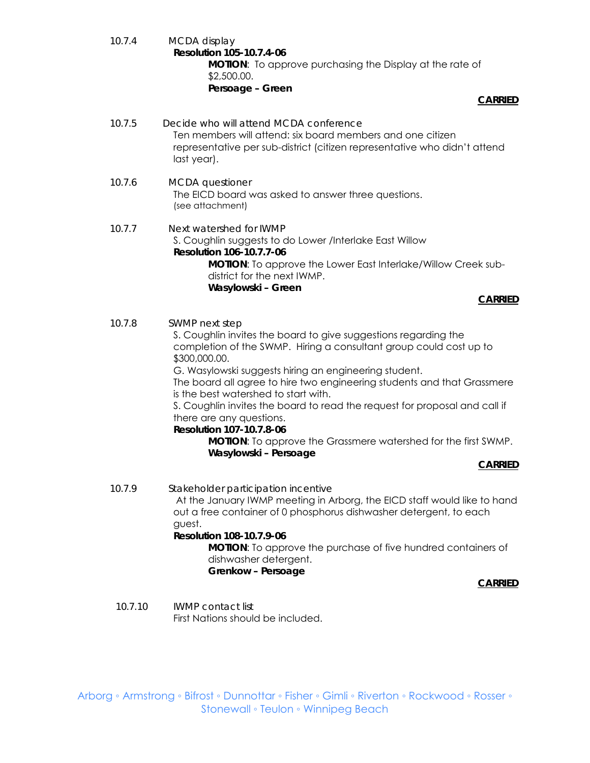10.7.4 MCDA display

**Resolution 105-10.7.4-06**

**MOTION**: To approve purchasing the Display at the rate of $2,500.00.

**Persoage – Green**

**CARRIED**

10.7.5 Decide who will attend MCDA conference

Ten members will attend: six board members and one citizen representative per sub-district (citizen representative who didn't attend last year).

10.7.6 MCDA questioner

The EICD board was asked to answer three questions. (see attachment)

10.7.7 Next watershed for IWMP

S. Coughlin suggests to do Lower /Interlake East Willow

**Resolution 106-10.7.7-06**

**MOTION**: To approve the Lower East Interlake/Willow Creek sub-district for the next IWMP.

**Wasylowski – Green**

**CARRIED**

10.7.8 SWMP next step

S. Coughlin invites the board to give suggestions regarding the completion of the SWMP. Hiring a consultant group could cost up to $300,000.00.

G. Wasylowski suggests hiring an engineering student.

The board all agree to hire two engineering students and that Grassmere is the best watershed to start with.

S. Coughlin invites the board to read the request for proposal and call if there are any questions.

**Resolution 107-10.7.8-06**

**MOTION**: To approve the Grassmere watershed for the first SWMP.

**Wasylowski – Persoage**

**CARRIED**

10.7.9 Stakeholder participation incentive

At the January IWMP meeting in Arborg, the EICD staff would like to hand out a free container of 0 phosphorus dishwasher detergent, to each guest.

**Resolution 108-10.7.9-06**

**MOTION**: To approve the purchase of five hundred containers of dishwasher detergent.

**Grenkow – Persoage**

**CARRIED**

10.7.10 IWMP contact list

First Nations should be included.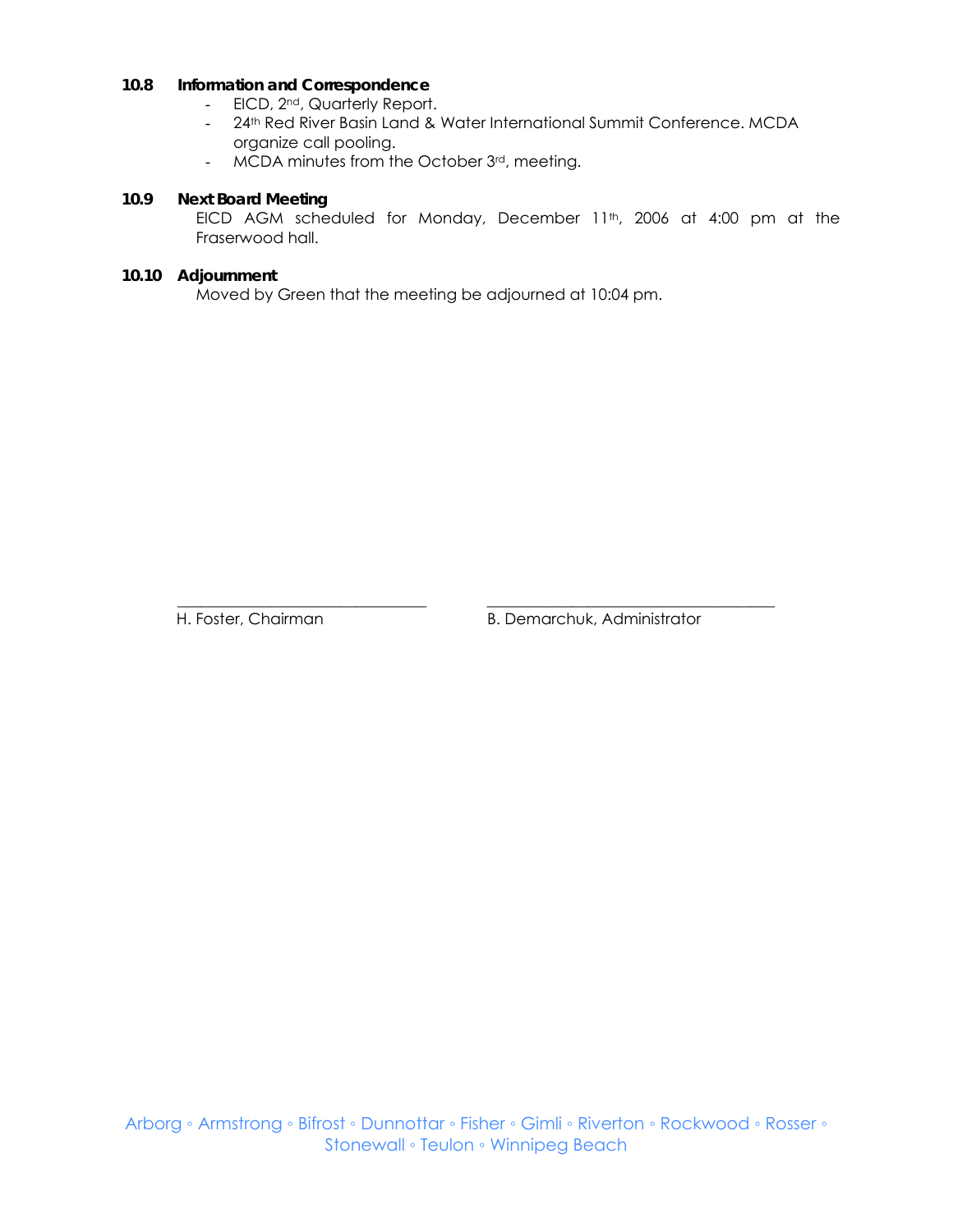**10.8 Information and Correspondence**

- EICD, 2nd, Quarterly Report.
- 24th Red River Basin Land & Water International Summit Conference. MCDA organize call pooling.
- MCDA minutes from the October 3rd, meeting.

**10.9 Next Board Meeting**

EICD AGM scheduled for Monday, December 11th, 2006 at 4:00 pm at the Fraserwood hall.

**10.10 Adjournment**

Moved by Green that the meeting be adjourned at 10:04 pm.

\_\_\_\_\_\_\_\_\_\_\_\_\_\_\_\_\_\_\_\_\_\_\_\_\_\_\_\_\_\_ \_\_\_\_\_\_\_\_\_\_\_\_\_\_\_\_\_\_\_\_\_\_\_\_\_\_\_\_\_\_\_\_\_\_

H. Foster, Chairman B. Demarchuk, Administrator

Arborg ◦ Armstrong ◦ Bifrost ◦ Dunnottar ◦ Fisher ◦ Gimli ◦ Riverton ◦ Rockwood ◦ Rosser ◦ Stonewall ◦ Teulon ◦ Winnipeg Beach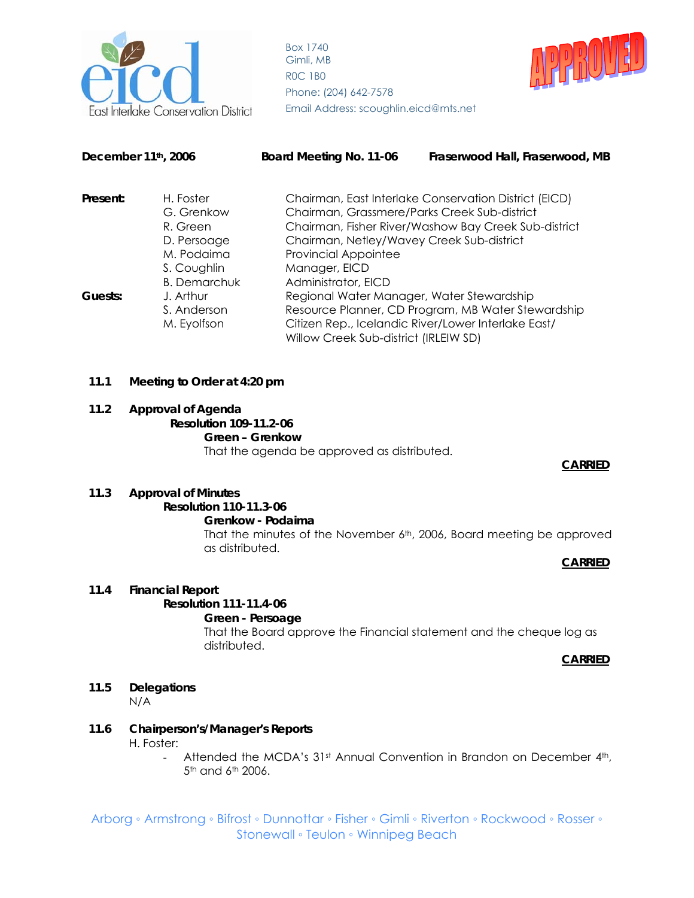East Interlake Conservation District

Box 1740
Gimli, MB
R0C 1B0
Phone: (204) 642-7578
Email Address: scoughlin.eicd@mts.net

APPROVED

**December 11th, 2006** **Board Meeting No. 11-06** **Fraserwood Hall, Fraserwood, MB**

| | | |
|---|---|---|
| **Present:** | H. Foster | Chairman, East Interlake Conservation District (EICD) |
| | G. Grenkow | Chairman, Grassmere/Parks Creek Sub-district |
| | R. Green | Chairman, Fisher River/Washow Bay Creek Sub-district |
| | D. Persoage | Chairman, Netley/Wavey Creek Sub-district |
| | M. Podaima | Provincial Appointee |
| | S. Coughlin | Manager, EICD |
| | B. Demarchuk | Administrator, EICD |
| **Guests:** | J. Arthur | Regional Water Manager, Water Stewardship |
| | S. Anderson | Resource Planner, CD Program, MB Water Stewardship |
| | M. Eyolfson | Citizen Rep., Icelandic River/Lower Interlake East/ Willow Creek Sub-district (IRLEIW SD) |

**11.1 Meeting to Order at 4:20 pm**

**11.2 Approval of Agenda**

**Resolution 109-11.2-06**
**Green – Grenkow**
That the agenda be approved as distributed.

**CARRIED**

**11.3 Approval of Minutes**

**Resolution 110-11.3-06**
**Grenkow - Podaima**
That the minutes of the November 6th, 2006, Board meeting be approved as distributed.

**CARRIED**

**11.4 Financial Report**

**Resolution 111-11.4-06**
**Green - Persoage**
That the Board approve the Financial statement and the cheque log as distributed.

**CARRIED**

**11.5 Delegations**

N/A

**11.6 Chairperson's/Manager's Reports**

H. Foster:

- Attended the MCDA's 31st Annual Convention in Brandon on December 4th, 5th and 6th 2006.

Arborg ◦ Armstrong ◦ Bifrost ◦ Dunnottar ◦ Fisher ◦ Gimli ◦ Riverton ◦ Rockwood ◦ Rosser ◦ Stonewall ◦ Teulon ◦ Winnipeg Beach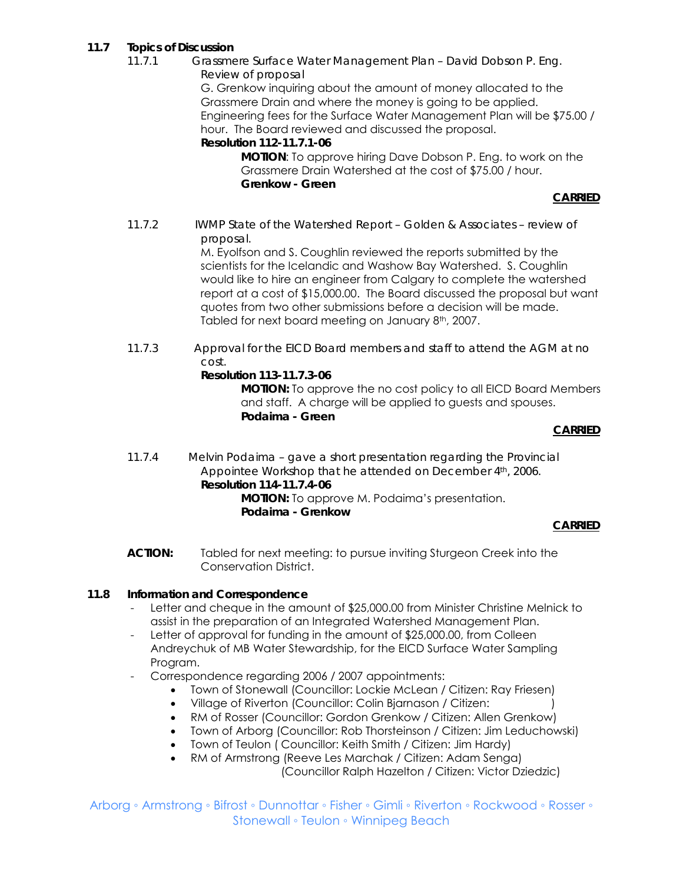## 11.7 Topics of Discussion

### 11.7.1 Grassmere Surface Water Management Plan – David Dobson P. Eng. Review of proposal

G. Grenkow inquiring about the amount of money allocated to the Grassmere Drain and where the money is going to be applied. Engineering fees for the Surface Water Management Plan will be $75.00 / hour. The Board reviewed and discussed the proposal.

**Resolution 112-11.7.1-06**

**MOTION**: To approve hiring Dave Dobson P. Eng. to work on the Grassmere Drain Watershed at the cost of $75.00 / hour.
**Grenkow - Green**

**CARRIED**

### 11.7.2 IWMP State of the Watershed Report – Golden & Associates – review of proposal.

M. Eyolfson and S. Coughlin reviewed the reports submitted by the scientists for the Icelandic and Washow Bay Watershed. S. Coughlin would like to hire an engineer from Calgary to complete the watershed report at a cost of $15,000.00. The Board discussed the proposal but want quotes from two other submissions before a decision will be made. Tabled for next board meeting on January 8th, 2007.

### 11.7.3 Approval for the EICD Board members and staff to attend the AGM at no cost.

**Resolution 113-11.7.3-06**

**MOTION:** To approve the no cost policy to all EICD Board Members and staff. A charge will be applied to guests and spouses.
**Podaima - Green**

**CARRIED**

### 11.7.4 Melvin Podaima – gave a short presentation regarding the Provincial Appointee Workshop that he attended on December 4th, 2006.

**Resolution 114-11.7.4-06**

**MOTION:** To approve M. Podaima's presentation.
**Podaima - Grenkow**

**CARRIED**

**ACTION:** Tabled for next meeting: to pursue inviting Sturgeon Creek into the Conservation District.

## 11.8 Information and Correspondence

- Letter and cheque in the amount of $25,000.00 from Minister Christine Melnick to assist in the preparation of an Integrated Watershed Management Plan.
- Letter of approval for funding in the amount of $25,000.00, from Colleen Andreychuk of MB Water Stewardship, for the EICD Surface Water Sampling Program.
- Correspondence regarding 2006 / 2007 appointments:
  - Town of Stonewall (Councillor: Lockie McLean / Citizen: Ray Friesen)
  - Village of Riverton (Councillor: Colin Bjarnason / Citizen: )
  - RM of Rosser (Councillor: Gordon Grenkow / Citizen: Allen Grenkow)
  - Town of Arborg (Councillor: Rob Thorsteinson / Citizen: Jim Leduchowski)
  - Town of Teulon ( Councillor: Keith Smith / Citizen: Jim Hardy)
  - RM of Armstrong (Reeve Les Marchak / Citizen: Adam Senga)
    (Councillor Ralph Hazelton / Citizen: Victor Dziedzic)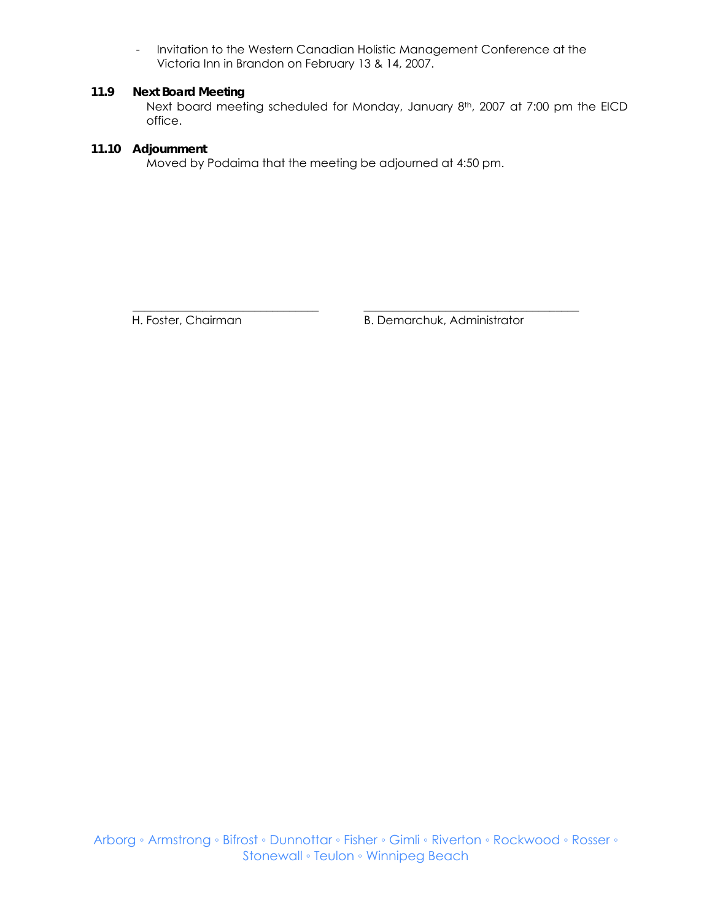- Invitation to the Western Canadian Holistic Management Conference at the Victoria Inn in Brandon on February 13 & 14, 2007.

**11.9 Next Board Meeting**

Next board meeting scheduled for Monday, January 8th, 2007 at 7:00 pm the EICD office.

**11.10 Adjournment**

Moved by Podaima that the meeting be adjourned at 4:50 pm.

\_\_\_\_\_\_\_\_\_\_\_\_\_\_\_\_\_\_\_\_\_\_\_\_\_\_\_\_\_\_ \_\_\_\_\_\_\_\_\_\_\_\_\_\_\_\_\_\_\_\_\_\_\_\_\_\_\_\_\_\_\_\_\_\_\_

H. Foster, Chairman B. Demarchuk, Administrator

Arborg ◦ Armstrong ◦ Bifrost ◦ Dunnottar ◦ Fisher ◦ Gimli ◦ Riverton ◦ Rockwood ◦ Rosser ◦ Stonewall ◦ Teulon ◦ Winnipeg Beach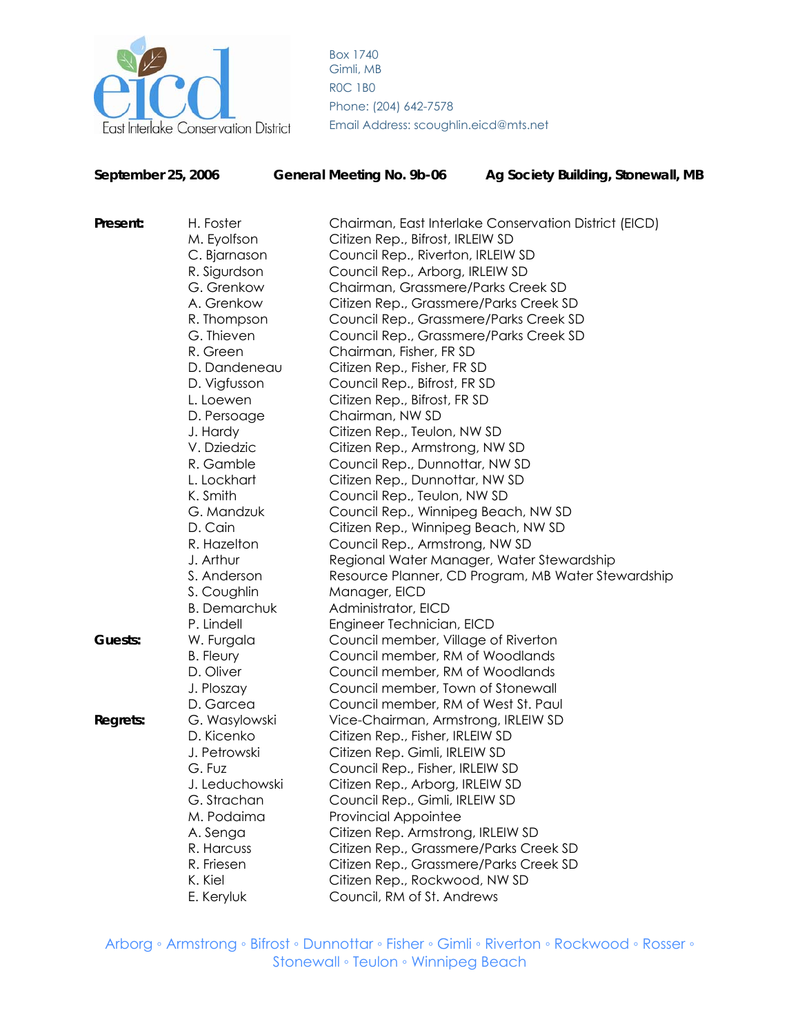East Interlake Conservation District

Box 1740
Gimli, MB
R0C 1B0
Phone: (204) 642-7578
Email Address: scoughlin.eicd@mts.net

**September 25, 2006** **General Meeting No. 9b-06** **Ag Society Building, Stonewall, MB**

| | | |
|---|---|---|
| **Present:** | H. Foster | Chairman, East Interlake Conservation District (EICD) |
| | M. Eyolfson | Citizen Rep., Bifrost, IRLEIW SD |
| | C. Bjarnason | Council Rep., Riverton, IRLEIW SD |
| | R. Sigurdson | Council Rep., Arborg, IRLEIW SD |
| | G. Grenkow | Chairman, Grassmere/Parks Creek SD |
| | A. Grenkow | Citizen Rep., Grassmere/Parks Creek SD |
| | R. Thompson | Council Rep., Grassmere/Parks Creek SD |
| | G. Thieven | Council Rep., Grassmere/Parks Creek SD |
| | R. Green | Chairman, Fisher, FR SD |
| | D. Dandeneau | Citizen Rep., Fisher, FR SD |
| | D. Vigfusson | Council Rep., Bifrost, FR SD |
| | L. Loewen | Citizen Rep., Bifrost, FR SD |
| | D. Persoage | Chairman, NW SD |
| | J. Hardy | Citizen Rep., Teulon, NW SD |
| | V. Dziedzic | Citizen Rep., Armstrong, NW SD |
| | R. Gamble | Council Rep., Dunnottar, NW SD |
| | L. Lockhart | Citizen Rep., Dunnottar, NW SD |
| | K. Smith | Council Rep., Teulon, NW SD |
| | G. Mandzuk | Council Rep., Winnipeg Beach, NW SD |
| | D. Cain | Citizen Rep., Winnipeg Beach, NW SD |
| | R. Hazelton | Council Rep., Armstrong, NW SD |
| | J. Arthur | Regional Water Manager, Water Stewardship |
| | S. Anderson | Resource Planner, CD Program, MB Water Stewardship |
| | S. Coughlin | Manager, EICD |
| | B. Demarchuk | Administrator, EICD |
| | P. Lindell | Engineer Technician, EICD |
| **Guests:** | W. Furgala | Council member, Village of Riverton |
| | B. Fleury | Council member, RM of Woodlands |
| | D. Oliver | Council member, RM of Woodlands |
| | J. Ploszay | Council member, Town of Stonewall |
| | D. Garcea | Council member, RM of West St. Paul |
| **Regrets:** | G. Wasylowski | Vice-Chairman, Armstrong, IRLEIW SD |
| | D. Kicenko | Citizen Rep., Fisher, IRLEIW SD |
| | J. Petrowski | Citizen Rep. Gimli, IRLEIW SD |
| | G. Fuz | Council Rep., Fisher, IRLEIW SD |
| | J. Leduchowski | Citizen Rep., Arborg, IRLEIW SD |
| | G. Strachan | Council Rep., Gimli, IRLEIW SD |
| | M. Podaima | Provincial Appointee |
| | A. Senga | Citizen Rep. Armstrong, IRLEIW SD |
| | R. Harcuss | Citizen Rep., Grassmere/Parks Creek SD |
| | R. Friesen | Citizen Rep., Grassmere/Parks Creek SD |
| | K. Kiel | Citizen Rep., Rockwood, NW SD |
| | E. Keryluk | Council, RM of St. Andrews |

Arborg ◦ Armstrong ◦ Bifrost ◦ Dunnottar ◦ Fisher ◦ Gimli ◦ Riverton ◦ Rockwood ◦ Rosser ◦ Stonewall ◦ Teulon ◦ Winnipeg Beach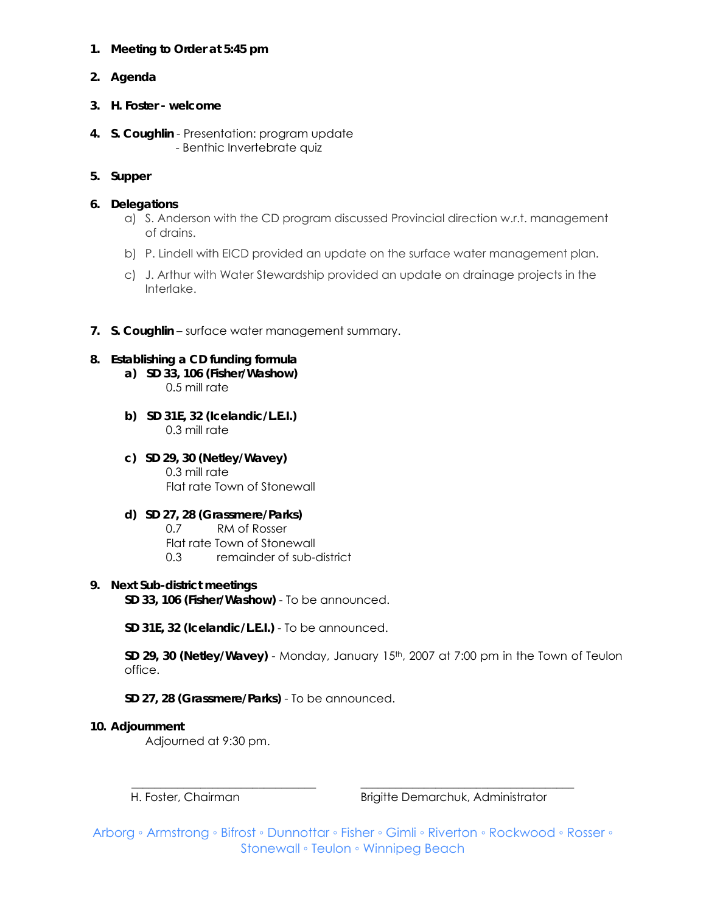1. **Meeting to Order at 5:45 pm**

2. **Agenda**

3. **H. Foster - welcome**

4. **S. Coughlin** - Presentation: program update
   - Benthic Invertebrate quiz

5. **Supper**

6. **Delegations**
   a) S. Anderson with the CD program discussed Provincial direction w.r.t. management of drains.
   b) P. Lindell with EICD provided an update on the surface water management plan.
   c) J. Arthur with Water Stewardship provided an update on drainage projects in the Interlake.

7. **S. Coughlin** – surface water management summary.

8. **Establishing a CD funding formula**
   **a) SD 33, 106 (Fisher/Washow)**
   0.5 mill rate

   **b) SD 31E, 32 (Icelandic/L.E.I.)**
   0.3 mill rate

   **c) SD 29, 30 (Netley/Wavey)**
   0.3 mill rate
   Flat rate Town of Stonewall

   **d) SD 27, 28 (Grassmere/Parks)**
   0.7 RM of Rosser
   Flat rate Town of Stonewall
   0.3 remainder of sub-district

9. **Next Sub-district meetings**
   **SD 33, 106 (Fisher/Washow)** - To be announced.

   **SD 31E, 32 (Icelandic/L.E.I.)** - To be announced.

   **SD 29, 30 (Netley/Wavey)** - Monday, January 15th, 2007 at 7:00 pm in the Town of Teulon office.

   **SD 27, 28 (Grassmere/Parks)** - To be announced.

10. **Adjournment**
    Adjourned at 9:30 pm.

H. Foster, Chairman

Brigitte Demarchuk, Administrator

Arborg ◦ Armstrong ◦ Bifrost ◦ Dunnottar ◦ Fisher ◦ Gimli ◦ Riverton ◦ Rockwood ◦ Rosser ◦ Stonewall ◦ Teulon ◦ Winnipeg Beach